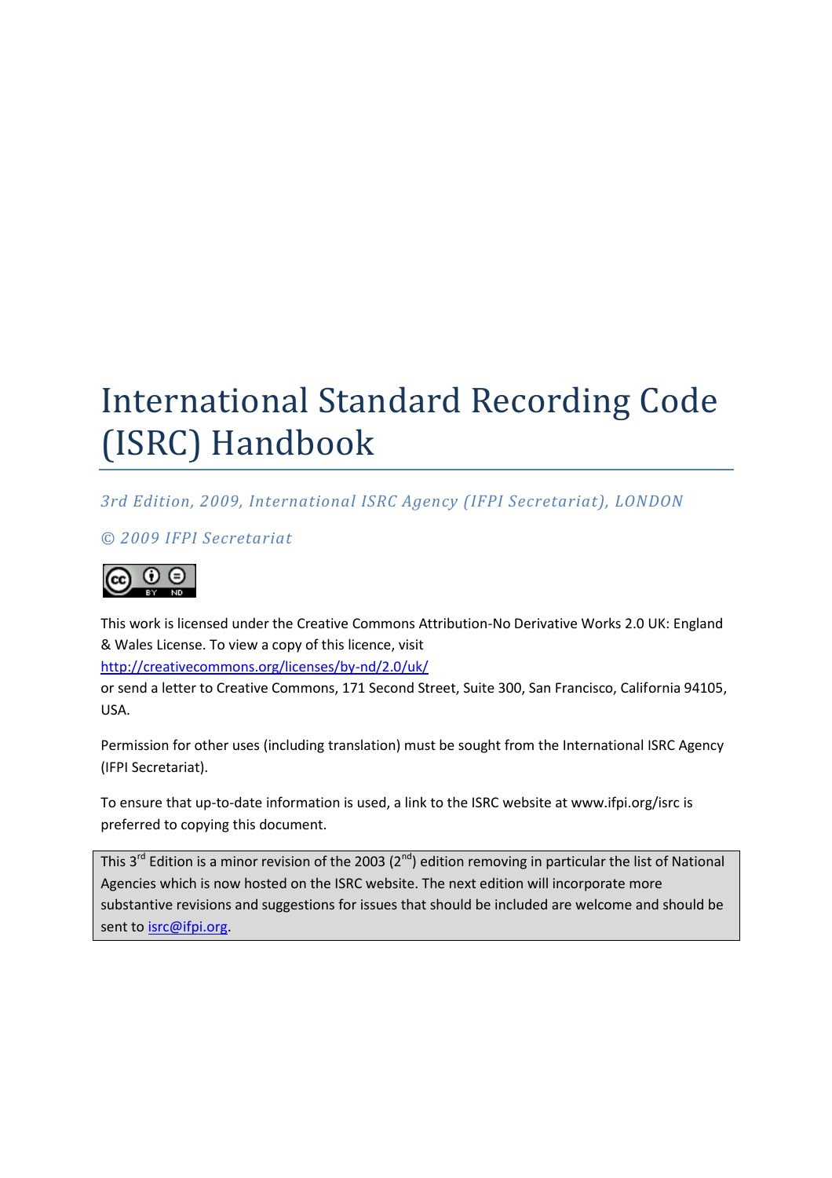# International Standard Recording Code (ISRC) Handbook

*3rd Edition, 2009, International ISRC Agency (IFPI Secretariat), LONDON*

*© 2009 IFPI Secretariat*

This work is licensed under the Creative Commons Attribution-No Derivative Works 2.0 UK: England & Wales License. To view a copy of this licence, visit http://creativecommons.org/licenses/by-nd/2.0/uk/
or send a letter to Creative Commons, 171 Second Street, Suite 300, San Francisco, California 94105, USA.

Permission for other uses (including translation) must be sought from the International ISRC Agency (IFPI Secretariat).

To ensure that up-to-date information is used, a link to the ISRC website at www.ifpi.org/isrc is preferred to copying this document.

> This 3rd Edition is a minor revision of the 2003 (2nd) edition removing in particular the list of National Agencies which is now hosted on the ISRC website. The next edition will incorporate more substantive revisions and suggestions for issues that should be included are welcome and should be sent to isrc@ifpi.org.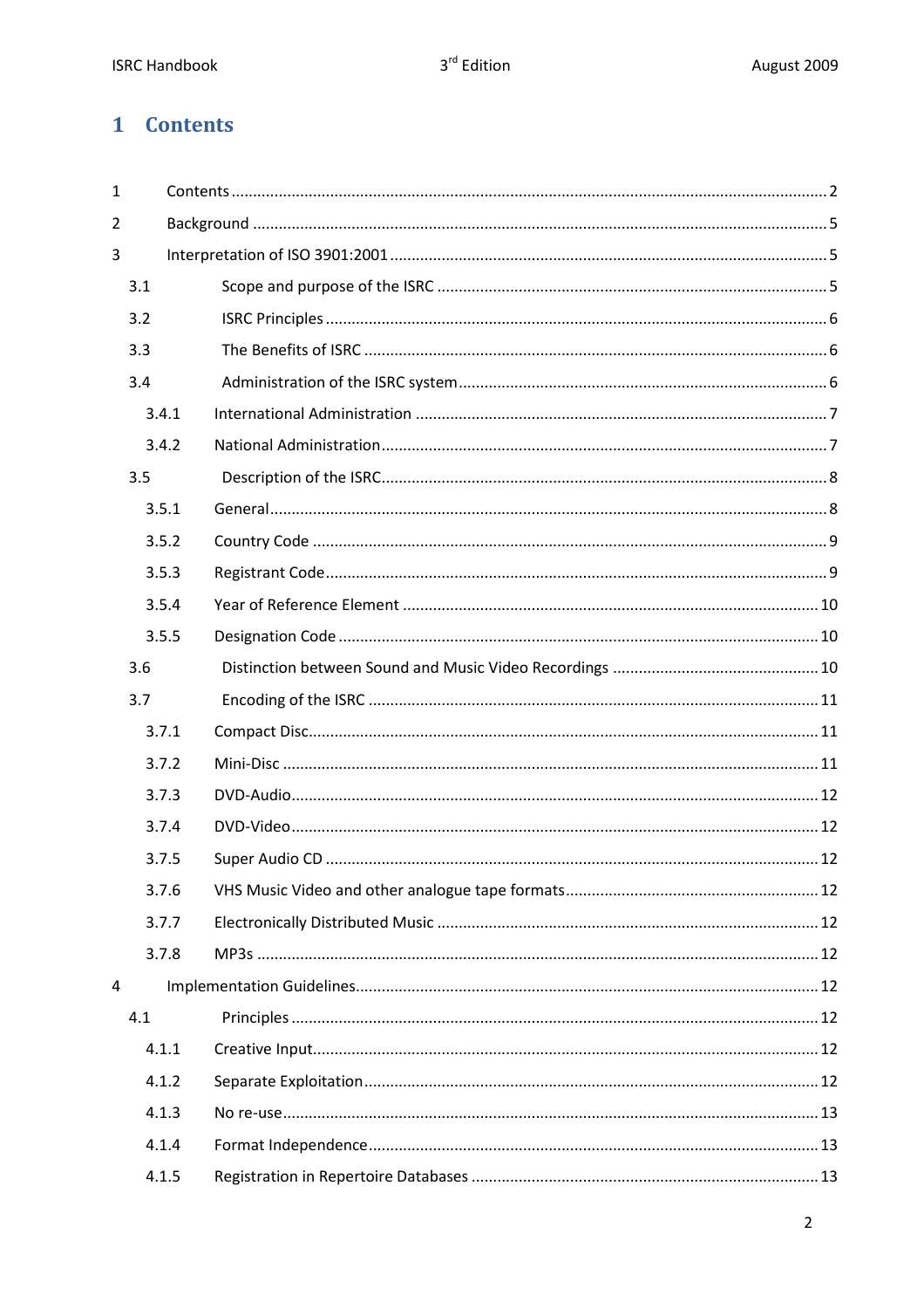# 1 Contents

1 Contents ... 2

2 Background ... 5

3 Interpretation of ISO 3901:2001 ... 5

- 3.1 Scope and purpose of the ISRC ... 5
- 3.2 ISRC Principles ... 6
- 3.3 The Benefits of ISRC ... 6
- 3.4 Administration of the ISRC system ... 6
  - 3.4.1 International Administration ... 7
  - 3.4.2 National Administration ... 7
- 3.5 Description of the ISRC ... 8
  - 3.5.1 General ... 8
  - 3.5.2 Country Code ... 9
  - 3.5.3 Registrant Code ... 9
  - 3.5.4 Year of Reference Element ... 10
  - 3.5.5 Designation Code ... 10
- 3.6 Distinction between Sound and Music Video Recordings ... 10
- 3.7 Encoding of the ISRC ... 11
  - 3.7.1 Compact Disc ... 11
  - 3.7.2 Mini-Disc ... 11
  - 3.7.3 DVD-Audio ... 12
  - 3.7.4 DVD-Video ... 12
  - 3.7.5 Super Audio CD ... 12
  - 3.7.6 VHS Music Video and other analogue tape formats ... 12
  - 3.7.7 Electronically Distributed Music ... 12
  - 3.7.8 MP3s ... 12

4 Implementation Guidelines ... 12

- 4.1 Principles ... 12
  - 4.1.1 Creative Input ... 12
  - 4.1.2 Separate Exploitation ... 12
  - 4.1.3 No re-use ... 13
  - 4.1.4 Format Independence ... 13
  - 4.1.5 Registration in Repertoire Databases ... 13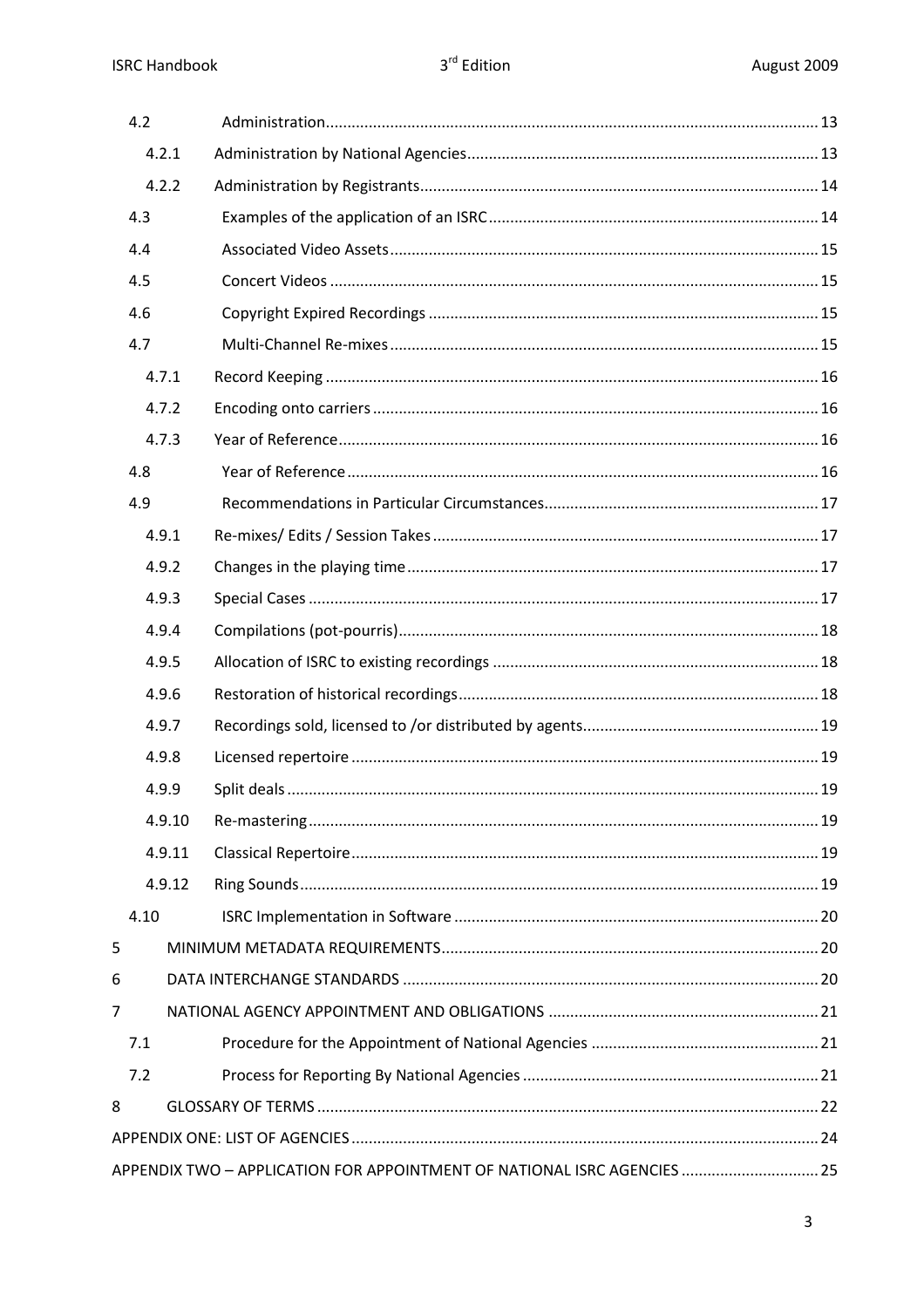| | | |
|---|---|---|
| 4.2 | Administration | 13 |
| 4.2.1 | Administration by National Agencies | 13 |
| 4.2.2 | Administration by Registrants | 14 |
| 4.3 | Examples of the application of an ISRC | 14 |
| 4.4 | Associated Video Assets | 15 |
| 4.5 | Concert Videos | 15 |
| 4.6 | Copyright Expired Recordings | 15 |
| 4.7 | Multi-Channel Re-mixes | 15 |
| 4.7.1 | Record Keeping | 16 |
| 4.7.2 | Encoding onto carriers | 16 |
| 4.7.3 | Year of Reference | 16 |
| 4.8 | Year of Reference | 16 |
| 4.9 | Recommendations in Particular Circumstances | 17 |
| 4.9.1 | Re-mixes/ Edits / Session Takes | 17 |
| 4.9.2 | Changes in the playing time | 17 |
| 4.9.3 | Special Cases | 17 |
| 4.9.4 | Compilations (pot-pourris) | 18 |
| 4.9.5 | Allocation of ISRC to existing recordings | 18 |
| 4.9.6 | Restoration of historical recordings | 18 |
| 4.9.7 | Recordings sold, licensed to /or distributed by agents | 19 |
| 4.9.8 | Licensed repertoire | 19 |
| 4.9.9 | Split deals | 19 |
| 4.9.10 | Re-mastering | 19 |
| 4.9.11 | Classical Repertoire | 19 |
| 4.9.12 | Ring Sounds | 19 |
| 4.10 | ISRC Implementation in Software | 20 |
| 5 | MINIMUM METADATA REQUIREMENTS | 20 |
| 6 | DATA INTERCHANGE STANDARDS | 20 |
| 7 | NATIONAL AGENCY APPOINTMENT AND OBLIGATIONS | 21 |
| 7.1 | Procedure for the Appointment of National Agencies | 21 |
| 7.2 | Process for Reporting By National Agencies | 21 |
| 8 | GLOSSARY OF TERMS | 22 |
| | APPENDIX ONE: LIST OF AGENCIES | 24 |
| | APPENDIX TWO – APPLICATION FOR APPOINTMENT OF NATIONAL ISRC AGENCIES | 25 |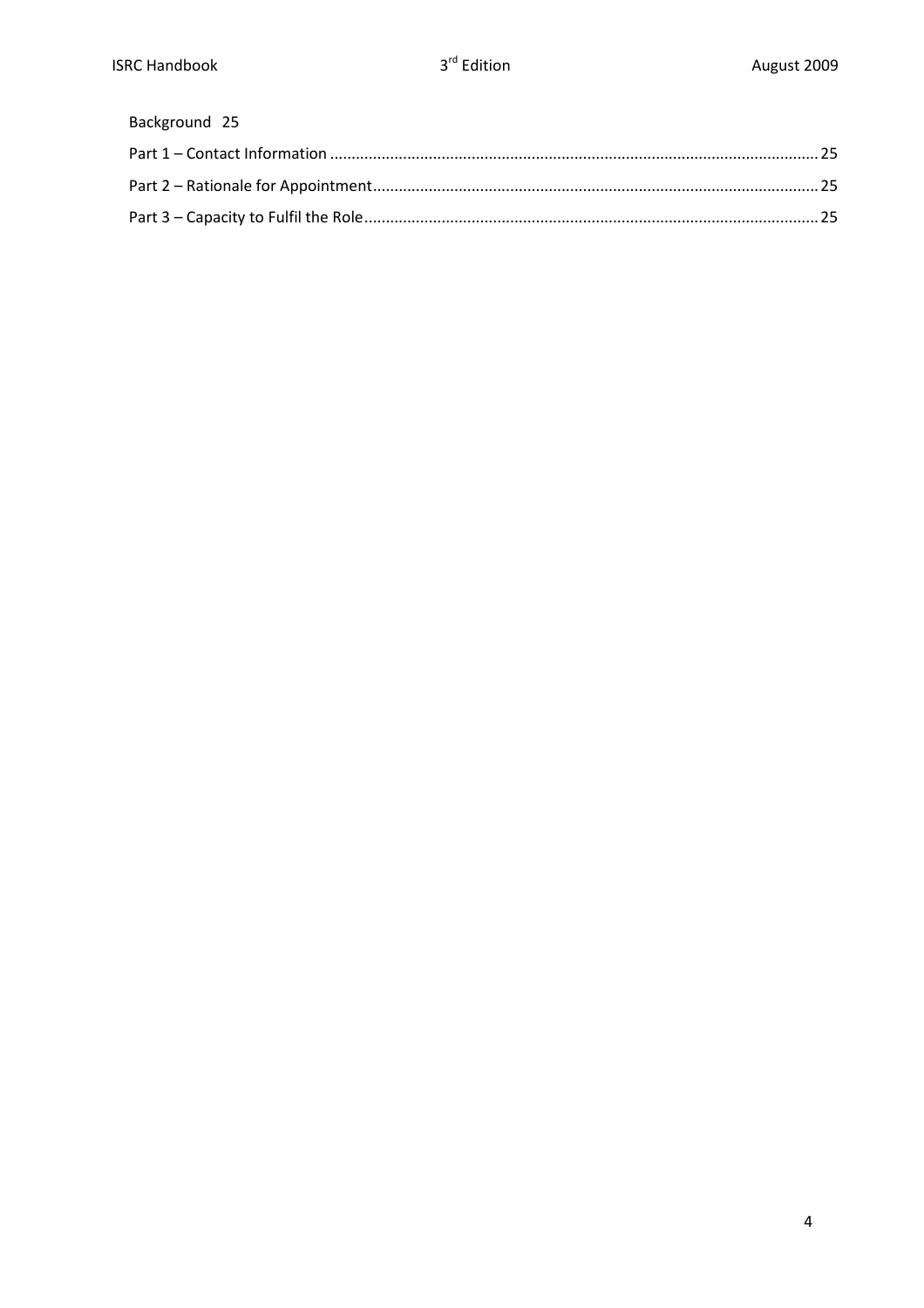Background 25

Part 1 – Contact Information ........................................................................................................ 25

Part 2 – Rationale for Appointment .............................................................................................. 25

Part 3 – Capacity to Fulfil the Role ................................................................................................ 25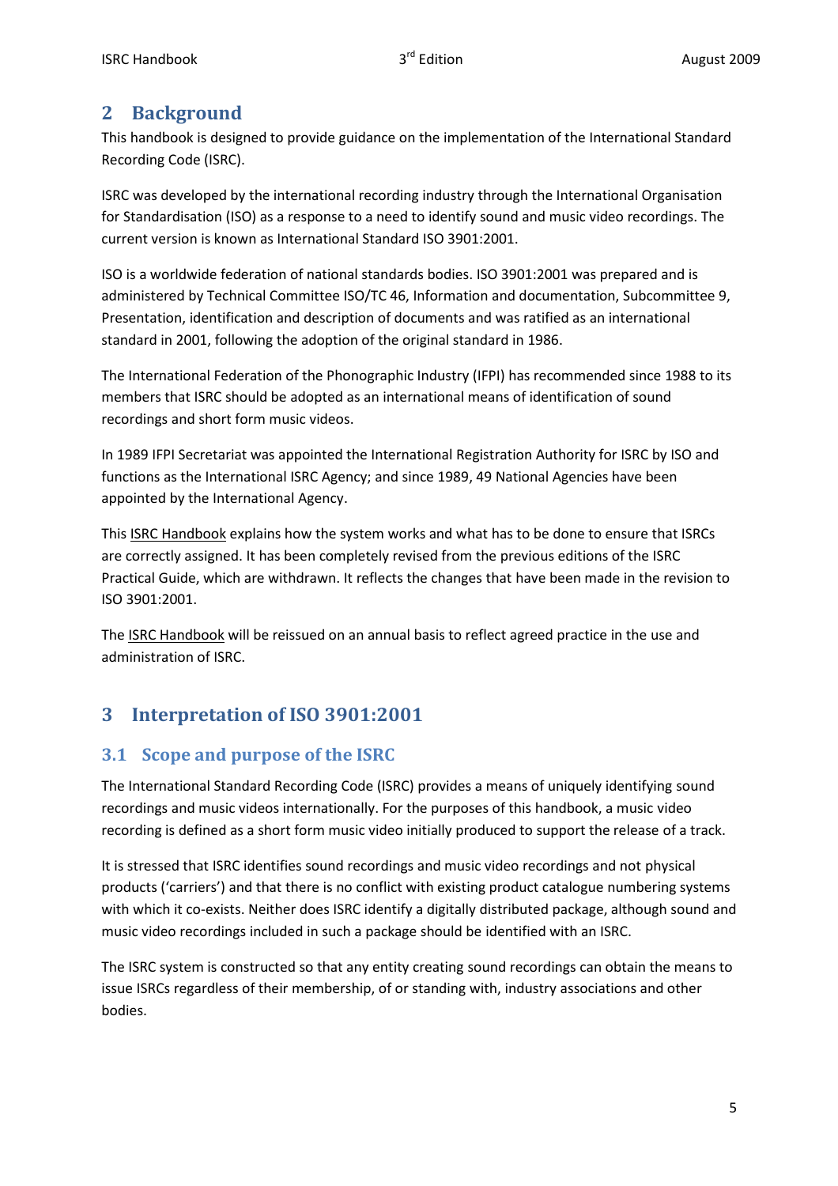## 2 Background

This handbook is designed to provide guidance on the implementation of the International Standard Recording Code (ISRC).

ISRC was developed by the international recording industry through the International Organisation for Standardisation (ISO) as a response to a need to identify sound and music video recordings. The current version is known as International Standard ISO 3901:2001.

ISO is a worldwide federation of national standards bodies. ISO 3901:2001 was prepared and is administered by Technical Committee ISO/TC 46, Information and documentation, Subcommittee 9, Presentation, identification and description of documents and was ratified as an international standard in 2001, following the adoption of the original standard in 1986.

The International Federation of the Phonographic Industry (IFPI) has recommended since 1988 to its members that ISRC should be adopted as an international means of identification of sound recordings and short form music videos.

In 1989 IFPI Secretariat was appointed the International Registration Authority for ISRC by ISO and functions as the International ISRC Agency; and since 1989, 49 National Agencies have been appointed by the International Agency.

This ISRC Handbook explains how the system works and what has to be done to ensure that ISRCs are correctly assigned. It has been completely revised from the previous editions of the ISRC Practical Guide, which are withdrawn. It reflects the changes that have been made in the revision to ISO 3901:2001.

The ISRC Handbook will be reissued on an annual basis to reflect agreed practice in the use and administration of ISRC.

## 3 Interpretation of ISO 3901:2001

### 3.1 Scope and purpose of the ISRC

The International Standard Recording Code (ISRC) provides a means of uniquely identifying sound recordings and music videos internationally. For the purposes of this handbook, a music video recording is defined as a short form music video initially produced to support the release of a track.

It is stressed that ISRC identifies sound recordings and music video recordings and not physical products ('carriers') and that there is no conflict with existing product catalogue numbering systems with which it co-exists. Neither does ISRC identify a digitally distributed package, although sound and music video recordings included in such a package should be identified with an ISRC.

The ISRC system is constructed so that any entity creating sound recordings can obtain the means to issue ISRCs regardless of their membership, of or standing with, industry associations and other bodies.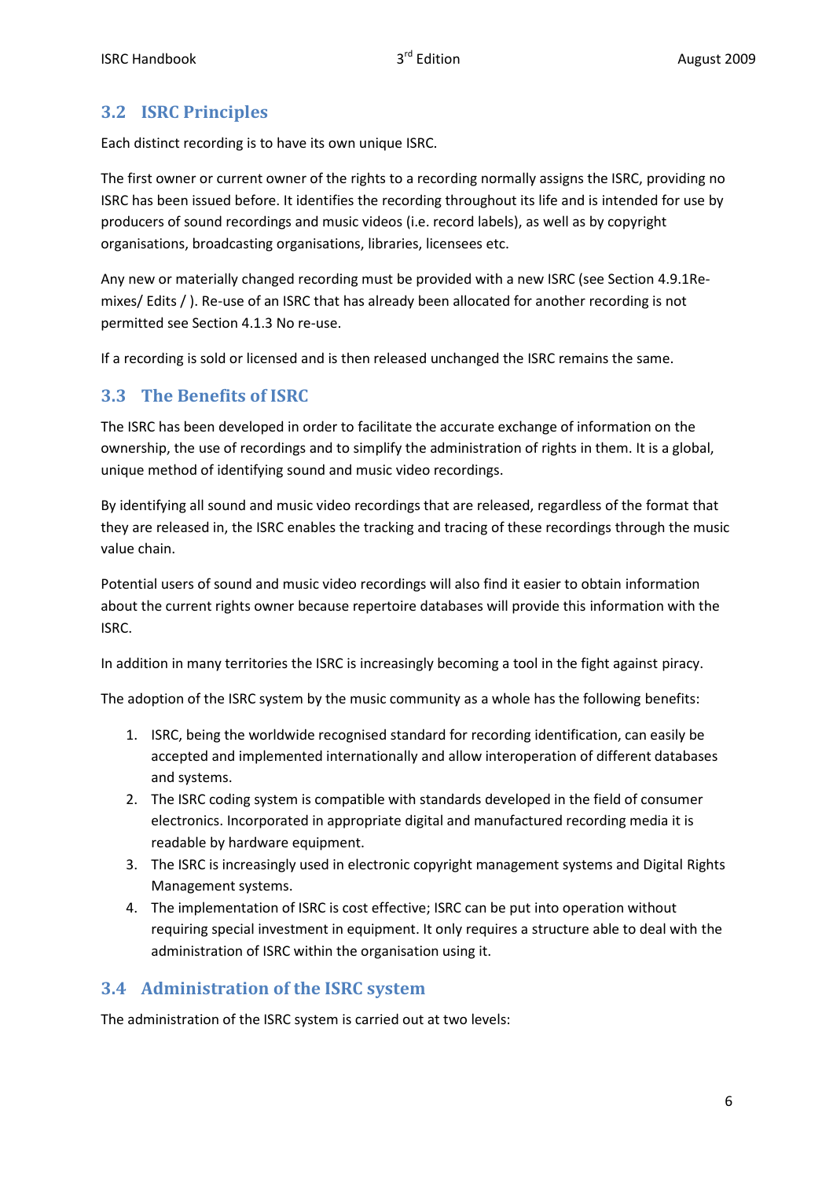## 3.2 ISRC Principles

Each distinct recording is to have its own unique ISRC.

The first owner or current owner of the rights to a recording normally assigns the ISRC, providing no ISRC has been issued before. It identifies the recording throughout its life and is intended for use by producers of sound recordings and music videos (i.e. record labels), as well as by copyright organisations, broadcasting organisations, libraries, licensees etc.

Any new or materially changed recording must be provided with a new ISRC (see Section 4.9.1Re-mixes/ Edits / ). Re-use of an ISRC that has already been allocated for another recording is not permitted see Section 4.1.3 No re-use.

If a recording is sold or licensed and is then released unchanged the ISRC remains the same.

## 3.3 The Benefits of ISRC

The ISRC has been developed in order to facilitate the accurate exchange of information on the ownership, the use of recordings and to simplify the administration of rights in them. It is a global, unique method of identifying sound and music video recordings.

By identifying all sound and music video recordings that are released, regardless of the format that they are released in, the ISRC enables the tracking and tracing of these recordings through the music value chain.

Potential users of sound and music video recordings will also find it easier to obtain information about the current rights owner because repertoire databases will provide this information with the ISRC.

In addition in many territories the ISRC is increasingly becoming a tool in the fight against piracy.

The adoption of the ISRC system by the music community as a whole has the following benefits:

1. ISRC, being the worldwide recognised standard for recording identification, can easily be accepted and implemented internationally and allow interoperation of different databases and systems.
2. The ISRC coding system is compatible with standards developed in the field of consumer electronics. Incorporated in appropriate digital and manufactured recording media it is readable by hardware equipment.
3. The ISRC is increasingly used in electronic copyright management systems and Digital Rights Management systems.
4. The implementation of ISRC is cost effective; ISRC can be put into operation without requiring special investment in equipment. It only requires a structure able to deal with the administration of ISRC within the organisation using it.

## 3.4 Administration of the ISRC system

The administration of the ISRC system is carried out at two levels: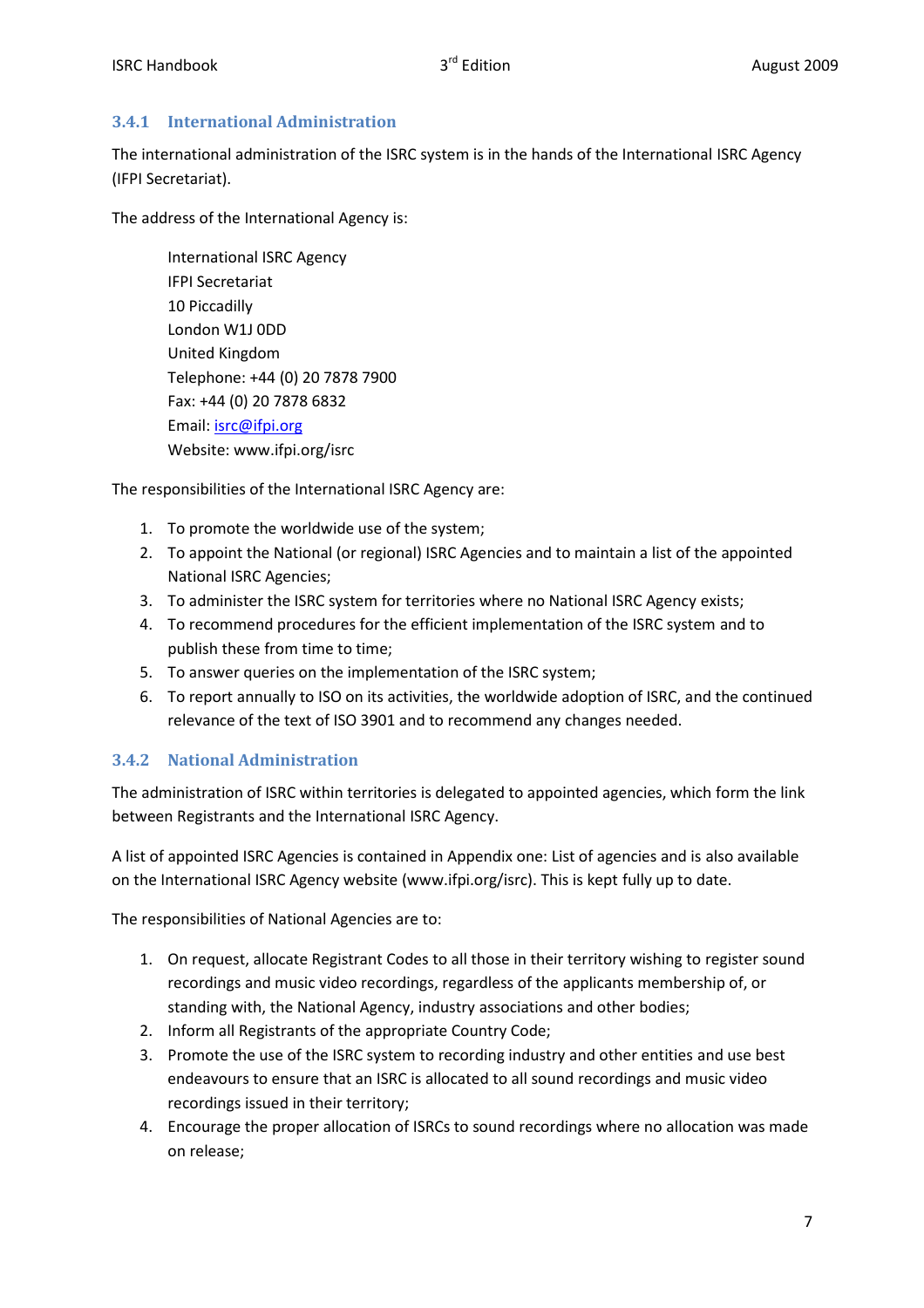### 3.4.1 International Administration

The international administration of the ISRC system is in the hands of the International ISRC Agency (IFPI Secretariat).

The address of the International Agency is:

International ISRC Agency  
IFPI Secretariat  
10 Piccadilly  
London W1J 0DD  
United Kingdom  
Telephone: +44 (0) 20 7878 7900  
Fax: +44 (0) 20 7878 6832  
Email: isrc@ifpi.org  
Website: www.ifpi.org/isrc

The responsibilities of the International ISRC Agency are:

1. To promote the worldwide use of the system;
2. To appoint the National (or regional) ISRC Agencies and to maintain a list of the appointed National ISRC Agencies;
3. To administer the ISRC system for territories where no National ISRC Agency exists;
4. To recommend procedures for the efficient implementation of the ISRC system and to publish these from time to time;
5. To answer queries on the implementation of the ISRC system;
6. To report annually to ISO on its activities, the worldwide adoption of ISRC, and the continued relevance of the text of ISO 3901 and to recommend any changes needed.

### 3.4.2 National Administration

The administration of ISRC within territories is delegated to appointed agencies, which form the link between Registrants and the International ISRC Agency.

A list of appointed ISRC Agencies is contained in Appendix one: List of agencies and is also available on the International ISRC Agency website (www.ifpi.org/isrc). This is kept fully up to date.

The responsibilities of National Agencies are to:

1. On request, allocate Registrant Codes to all those in their territory wishing to register sound recordings and music video recordings, regardless of the applicants membership of, or standing with, the National Agency, industry associations and other bodies;
2. Inform all Registrants of the appropriate Country Code;
3. Promote the use of the ISRC system to recording industry and other entities and use best endeavours to ensure that an ISRC is allocated to all sound recordings and music video recordings issued in their territory;
4. Encourage the proper allocation of ISRCs to sound recordings where no allocation was made on release;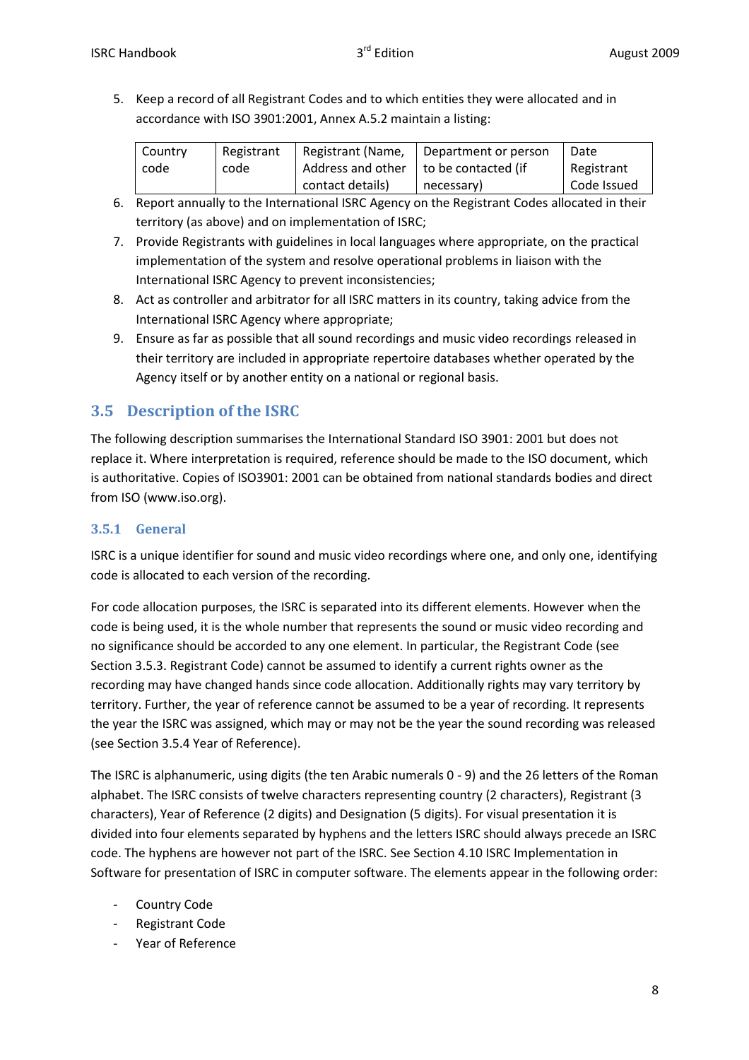5. Keep a record of all Registrant Codes and to which entities they were allocated and in accordance with ISO 3901:2001, Annex A.5.2 maintain a listing:

| Country code | Registrant code | Registrant (Name, Address and other contact details) | Department or person to be contacted (if necessary) | Date Registrant Code Issued |
|---|---|---|---|---|

6. Report annually to the International ISRC Agency on the Registrant Codes allocated in their territory (as above) and on implementation of ISRC;
7. Provide Registrants with guidelines in local languages where appropriate, on the practical implementation of the system and resolve operational problems in liaison with the International ISRC Agency to prevent inconsistencies;
8. Act as controller and arbitrator for all ISRC matters in its country, taking advice from the International ISRC Agency where appropriate;
9. Ensure as far as possible that all sound recordings and music video recordings released in their territory are included in appropriate repertoire databases whether operated by the Agency itself or by another entity on a national or regional basis.

## 3.5 Description of the ISRC

The following description summarises the International Standard ISO 3901: 2001 but does not replace it. Where interpretation is required, reference should be made to the ISO document, which is authoritative. Copies of ISO3901: 2001 can be obtained from national standards bodies and direct from ISO (www.iso.org).

### 3.5.1 General

ISRC is a unique identifier for sound and music video recordings where one, and only one, identifying code is allocated to each version of the recording.

For code allocation purposes, the ISRC is separated into its different elements. However when the code is being used, it is the whole number that represents the sound or music video recording and no significance should be accorded to any one element. In particular, the Registrant Code (see Section 3.5.3. Registrant Code) cannot be assumed to identify a current rights owner as the recording may have changed hands since code allocation. Additionally rights may vary territory by territory. Further, the year of reference cannot be assumed to be a year of recording. It represents the year the ISRC was assigned, which may or may not be the year the sound recording was released (see Section 3.5.4 Year of Reference).

The ISRC is alphanumeric, using digits (the ten Arabic numerals 0 - 9) and the 26 letters of the Roman alphabet. The ISRC consists of twelve characters representing country (2 characters), Registrant (3 characters), Year of Reference (2 digits) and Designation (5 digits). For visual presentation it is divided into four elements separated by hyphens and the letters ISRC should always precede an ISRC code. The hyphens are however not part of the ISRC. See Section 4.10 ISRC Implementation in Software for presentation of ISRC in computer software. The elements appear in the following order:

- Country Code
- Registrant Code
- Year of Reference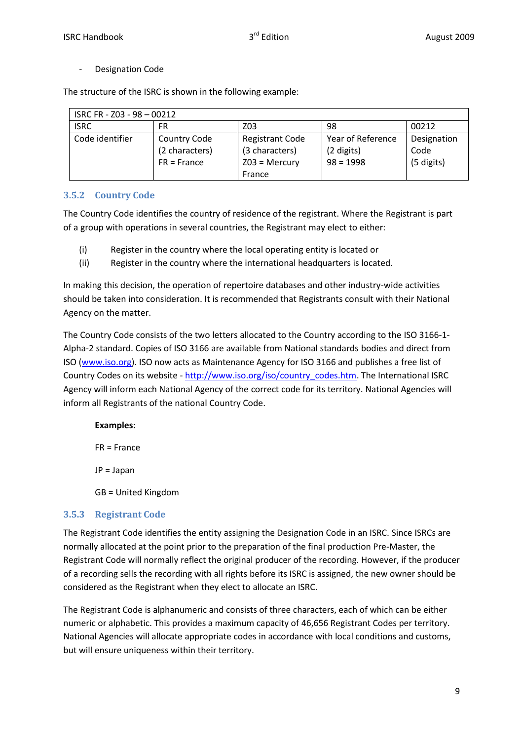- Designation Code

The structure of the ISRC is shown in the following example:

| ISRC FR - Z03 - 98 – 00212 | | | | |
|---|---|---|---|---|
| ISRC | FR | Z03 | 98 | 00212 |
| Code identifier | Country Code (2 characters) FR = France | Registrant Code (3 characters) Z03 = Mercury France | Year of Reference (2 digits) 98 = 1998 | Designation Code (5 digits) |

### 3.5.2 Country Code

The Country Code identifies the country of residence of the registrant. Where the Registrant is part of a group with operations in several countries, the Registrant may elect to either:

(i) Register in the country where the local operating entity is located or

(ii) Register in the country where the international headquarters is located.

In making this decision, the operation of repertoire databases and other industry-wide activities should be taken into consideration. It is recommended that Registrants consult with their National Agency on the matter.

The Country Code consists of the two letters allocated to the Country according to the ISO 3166-1-Alpha-2 standard. Copies of ISO 3166 are available from National standards bodies and direct from ISO (www.iso.org). ISO now acts as Maintenance Agency for ISO 3166 and publishes a free list of Country Codes on its website - http://www.iso.org/iso/country_codes.htm. The International ISRC Agency will inform each National Agency of the correct code for its territory. National Agencies will inform all Registrants of the national Country Code.

**Examples:**

FR = France

JP = Japan

GB = United Kingdom

### 3.5.3 Registrant Code

The Registrant Code identifies the entity assigning the Designation Code in an ISRC. Since ISRCs are normally allocated at the point prior to the preparation of the final production Pre-Master, the Registrant Code will normally reflect the original producer of the recording. However, if the producer of a recording sells the recording with all rights before its ISRC is assigned, the new owner should be considered as the Registrant when they elect to allocate an ISRC.

The Registrant Code is alphanumeric and consists of three characters, each of which can be either numeric or alphabetic. This provides a maximum capacity of 46,656 Registrant Codes per territory. National Agencies will allocate appropriate codes in accordance with local conditions and customs, but will ensure uniqueness within their territory.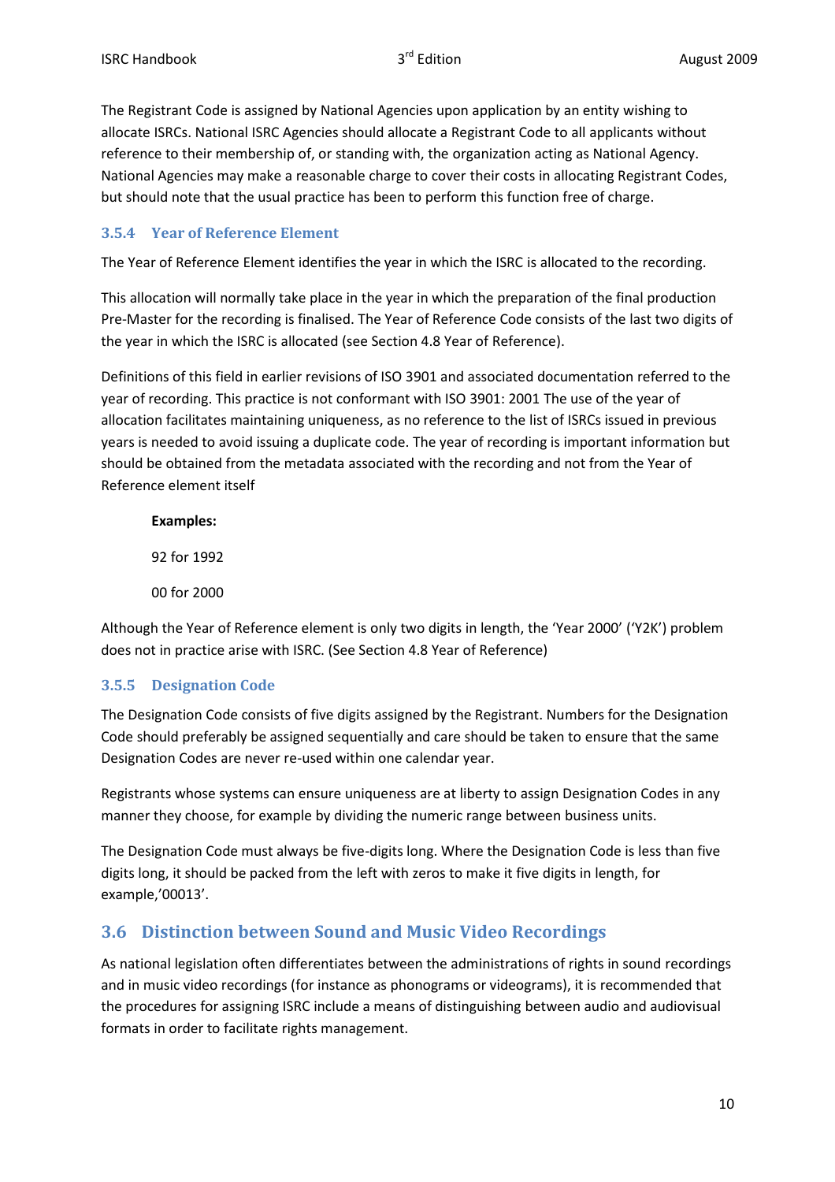The Registrant Code is assigned by National Agencies upon application by an entity wishing to allocate ISRCs. National ISRC Agencies should allocate a Registrant Code to all applicants without reference to their membership of, or standing with, the organization acting as National Agency. National Agencies may make a reasonable charge to cover their costs in allocating Registrant Codes, but should note that the usual practice has been to perform this function free of charge.

### 3.5.4 Year of Reference Element

The Year of Reference Element identifies the year in which the ISRC is allocated to the recording.

This allocation will normally take place in the year in which the preparation of the final production Pre-Master for the recording is finalised. The Year of Reference Code consists of the last two digits of the year in which the ISRC is allocated (see Section 4.8 Year of Reference).

Definitions of this field in earlier revisions of ISO 3901 and associated documentation referred to the year of recording. This practice is not conformant with ISO 3901: 2001 The use of the year of allocation facilitates maintaining uniqueness, as no reference to the list of ISRCs issued in previous years is needed to avoid issuing a duplicate code. The year of recording is important information but should be obtained from the metadata associated with the recording and not from the Year of Reference element itself

**Examples:**

92 for 1992

00 for 2000

Although the Year of Reference element is only two digits in length, the 'Year 2000' ('Y2K') problem does not in practice arise with ISRC. (See Section 4.8 Year of Reference)

### 3.5.5 Designation Code

The Designation Code consists of five digits assigned by the Registrant. Numbers for the Designation Code should preferably be assigned sequentially and care should be taken to ensure that the same Designation Codes are never re-used within one calendar year.

Registrants whose systems can ensure uniqueness are at liberty to assign Designation Codes in any manner they choose, for example by dividing the numeric range between business units.

The Designation Code must always be five-digits long. Where the Designation Code is less than five digits long, it should be packed from the left with zeros to make it five digits in length, for example,'00013'.

## 3.6 Distinction between Sound and Music Video Recordings

As national legislation often differentiates between the administrations of rights in sound recordings and in music video recordings (for instance as phonograms or videograms), it is recommended that the procedures for assigning ISRC include a means of distinguishing between audio and audiovisual formats in order to facilitate rights management.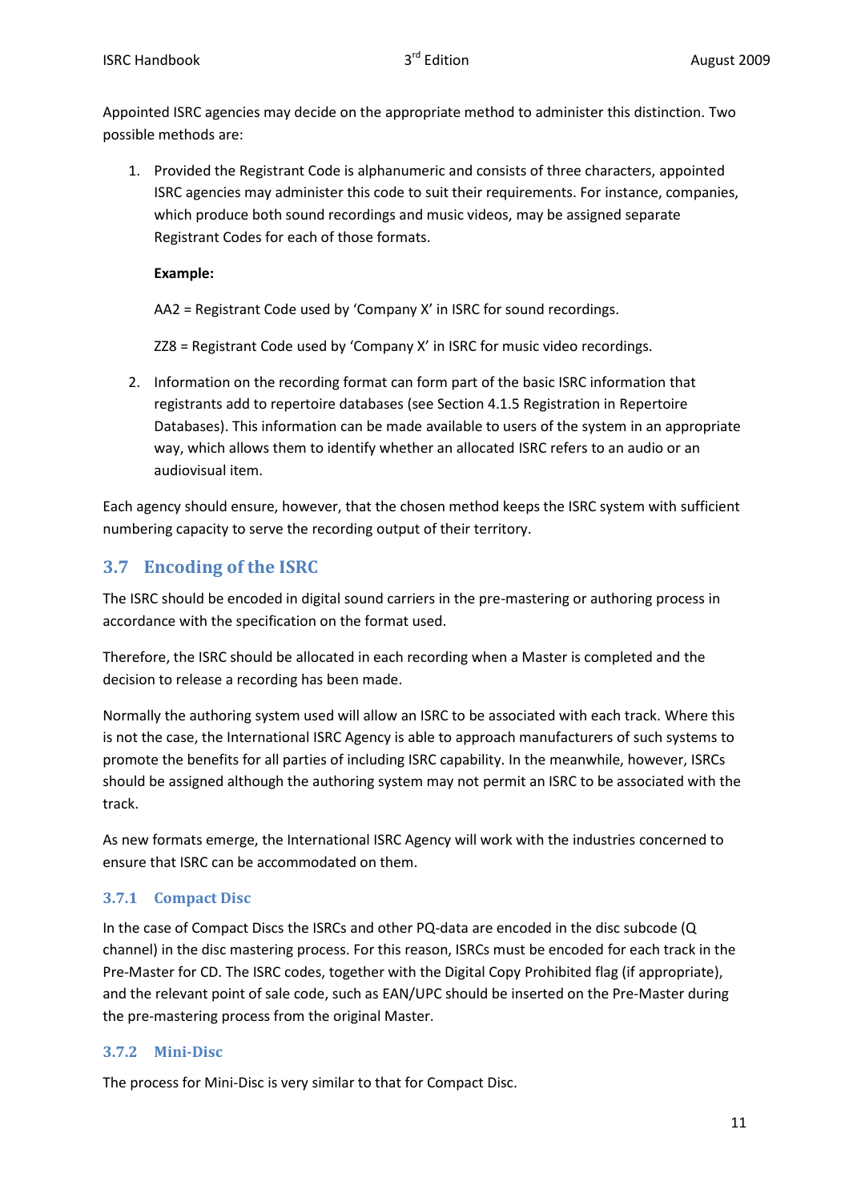Appointed ISRC agencies may decide on the appropriate method to administer this distinction. Two possible methods are:

1. Provided the Registrant Code is alphanumeric and consists of three characters, appointed ISRC agencies may administer this code to suit their requirements. For instance, companies, which produce both sound recordings and music videos, may be assigned separate Registrant Codes for each of those formats.

   **Example:**

   AA2 = Registrant Code used by 'Company X' in ISRC for sound recordings.

   ZZ8 = Registrant Code used by 'Company X' in ISRC for music video recordings.

2. Information on the recording format can form part of the basic ISRC information that registrants add to repertoire databases (see Section 4.1.5 Registration in Repertoire Databases). This information can be made available to users of the system in an appropriate way, which allows them to identify whether an allocated ISRC refers to an audio or an audiovisual item.

Each agency should ensure, however, that the chosen method keeps the ISRC system with sufficient numbering capacity to serve the recording output of their territory.

## 3.7 Encoding of the ISRC

The ISRC should be encoded in digital sound carriers in the pre-mastering or authoring process in accordance with the specification on the format used.

Therefore, the ISRC should be allocated in each recording when a Master is completed and the decision to release a recording has been made.

Normally the authoring system used will allow an ISRC to be associated with each track. Where this is not the case, the International ISRC Agency is able to approach manufacturers of such systems to promote the benefits for all parties of including ISRC capability. In the meanwhile, however, ISRCs should be assigned although the authoring system may not permit an ISRC to be associated with the track.

As new formats emerge, the International ISRC Agency will work with the industries concerned to ensure that ISRC can be accommodated on them.

### 3.7.1 Compact Disc

In the case of Compact Discs the ISRCs and other PQ-data are encoded in the disc subcode (Q channel) in the disc mastering process. For this reason, ISRCs must be encoded for each track in the Pre-Master for CD. The ISRC codes, together with the Digital Copy Prohibited flag (if appropriate), and the relevant point of sale code, such as EAN/UPC should be inserted on the Pre-Master during the pre-mastering process from the original Master.

### 3.7.2 Mini-Disc

The process for Mini-Disc is very similar to that for Compact Disc.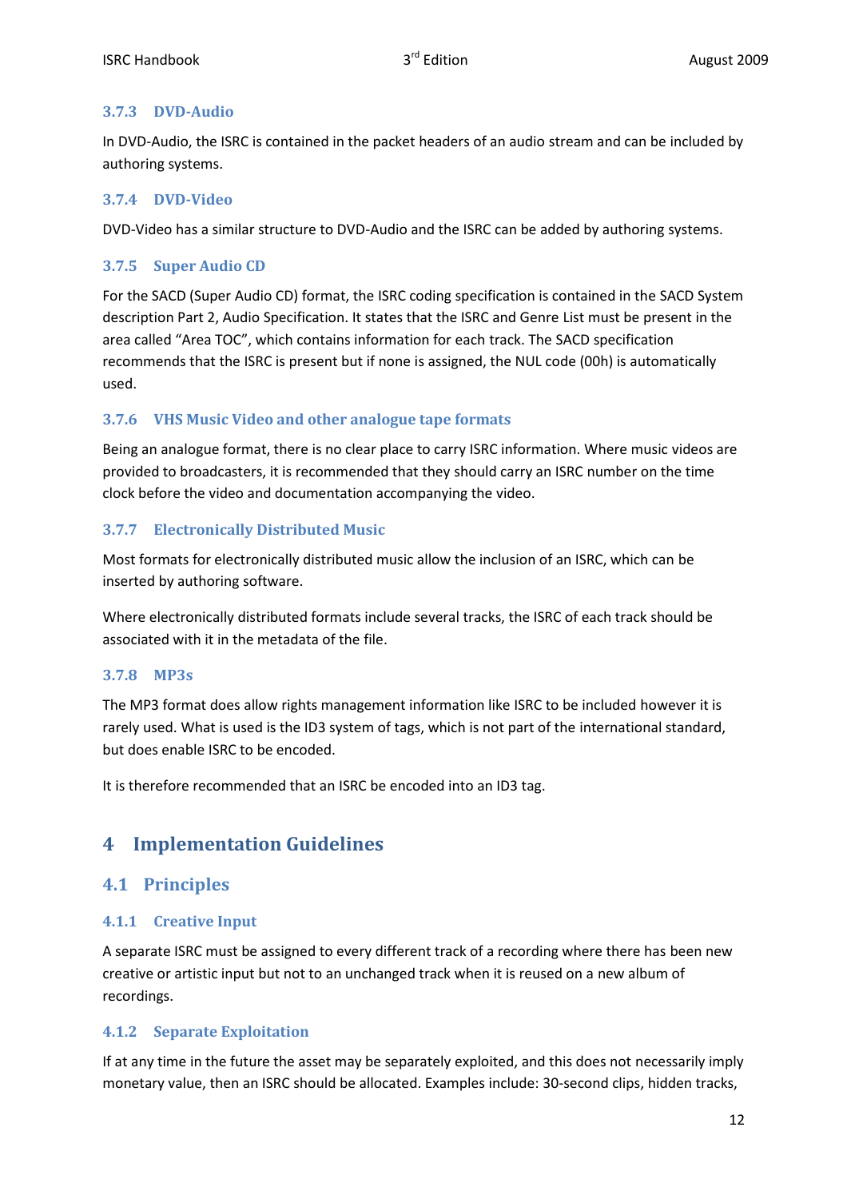### 3.7.3 DVD-Audio

In DVD-Audio, the ISRC is contained in the packet headers of an audio stream and can be included by authoring systems.

### 3.7.4 DVD-Video

DVD-Video has a similar structure to DVD-Audio and the ISRC can be added by authoring systems.

### 3.7.5 Super Audio CD

For the SACD (Super Audio CD) format, the ISRC coding specification is contained in the SACD System description Part 2, Audio Specification. It states that the ISRC and Genre List must be present in the area called “Area TOC”, which contains information for each track. The SACD specification recommends that the ISRC is present but if none is assigned, the NUL code (00h) is automatically used.

### 3.7.6 VHS Music Video and other analogue tape formats

Being an analogue format, there is no clear place to carry ISRC information. Where music videos are provided to broadcasters, it is recommended that they should carry an ISRC number on the time clock before the video and documentation accompanying the video.

### 3.7.7 Electronically Distributed Music

Most formats for electronically distributed music allow the inclusion of an ISRC, which can be inserted by authoring software.

Where electronically distributed formats include several tracks, the ISRC of each track should be associated with it in the metadata of the file.

### 3.7.8 MP3s

The MP3 format does allow rights management information like ISRC to be included however it is rarely used. What is used is the ID3 system of tags, which is not part of the international standard, but does enable ISRC to be encoded.

It is therefore recommended that an ISRC be encoded into an ID3 tag.

# 4 Implementation Guidelines

## 4.1 Principles

### 4.1.1 Creative Input

A separate ISRC must be assigned to every different track of a recording where there has been new creative or artistic input but not to an unchanged track when it is reused on a new album of recordings.

### 4.1.2 Separate Exploitation

If at any time in the future the asset may be separately exploited, and this does not necessarily imply monetary value, then an ISRC should be allocated. Examples include: 30-second clips, hidden tracks,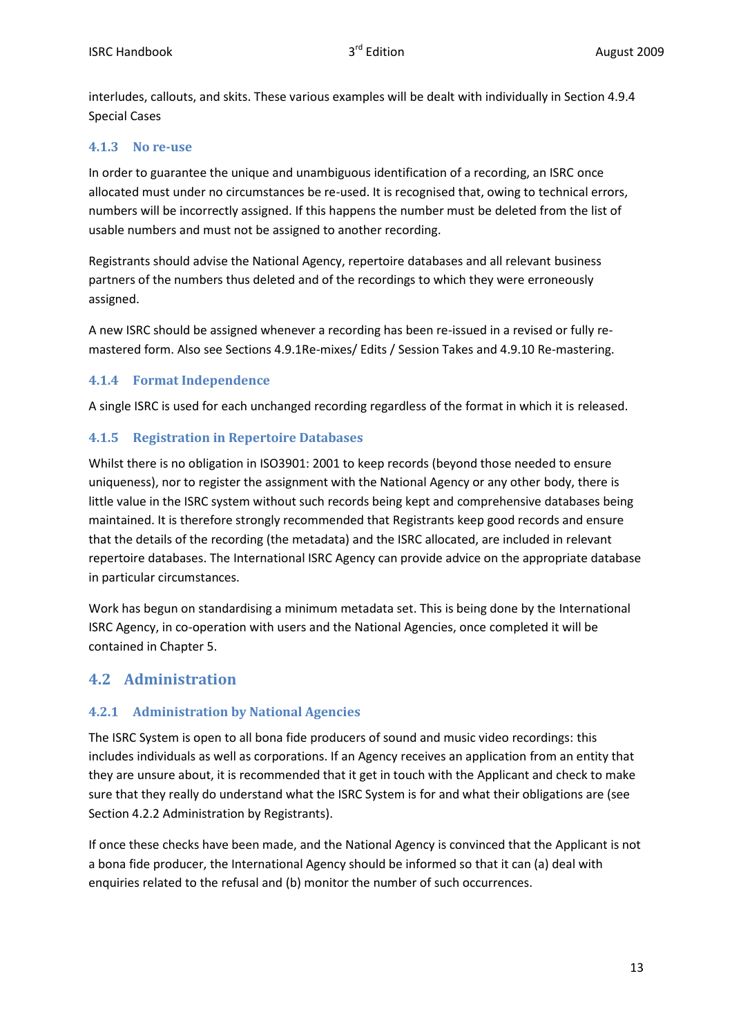interludes, callouts, and skits. These various examples will be dealt with individually in Section 4.9.4 Special Cases

### 4.1.3 No re-use

In order to guarantee the unique and unambiguous identification of a recording, an ISRC once allocated must under no circumstances be re-used. It is recognised that, owing to technical errors, numbers will be incorrectly assigned. If this happens the number must be deleted from the list of usable numbers and must not be assigned to another recording.

Registrants should advise the National Agency, repertoire databases and all relevant business partners of the numbers thus deleted and of the recordings to which they were erroneously assigned.

A new ISRC should be assigned whenever a recording has been re-issued in a revised or fully re-mastered form. Also see Sections 4.9.1Re-mixes/ Edits / Session Takes and 4.9.10 Re-mastering.

### 4.1.4 Format Independence

A single ISRC is used for each unchanged recording regardless of the format in which it is released.

### 4.1.5 Registration in Repertoire Databases

Whilst there is no obligation in ISO3901: 2001 to keep records (beyond those needed to ensure uniqueness), nor to register the assignment with the National Agency or any other body, there is little value in the ISRC system without such records being kept and comprehensive databases being maintained. It is therefore strongly recommended that Registrants keep good records and ensure that the details of the recording (the metadata) and the ISRC allocated, are included in relevant repertoire databases. The International ISRC Agency can provide advice on the appropriate database in particular circumstances.

Work has begun on standardising a minimum metadata set. This is being done by the International ISRC Agency, in co-operation with users and the National Agencies, once completed it will be contained in Chapter 5.

## 4.2 Administration

### 4.2.1 Administration by National Agencies

The ISRC System is open to all bona fide producers of sound and music video recordings: this includes individuals as well as corporations. If an Agency receives an application from an entity that they are unsure about, it is recommended that it get in touch with the Applicant and check to make sure that they really do understand what the ISRC System is for and what their obligations are (see Section 4.2.2 Administration by Registrants).

If once these checks have been made, and the National Agency is convinced that the Applicant is not a bona fide producer, the International Agency should be informed so that it can (a) deal with enquiries related to the refusal and (b) monitor the number of such occurrences.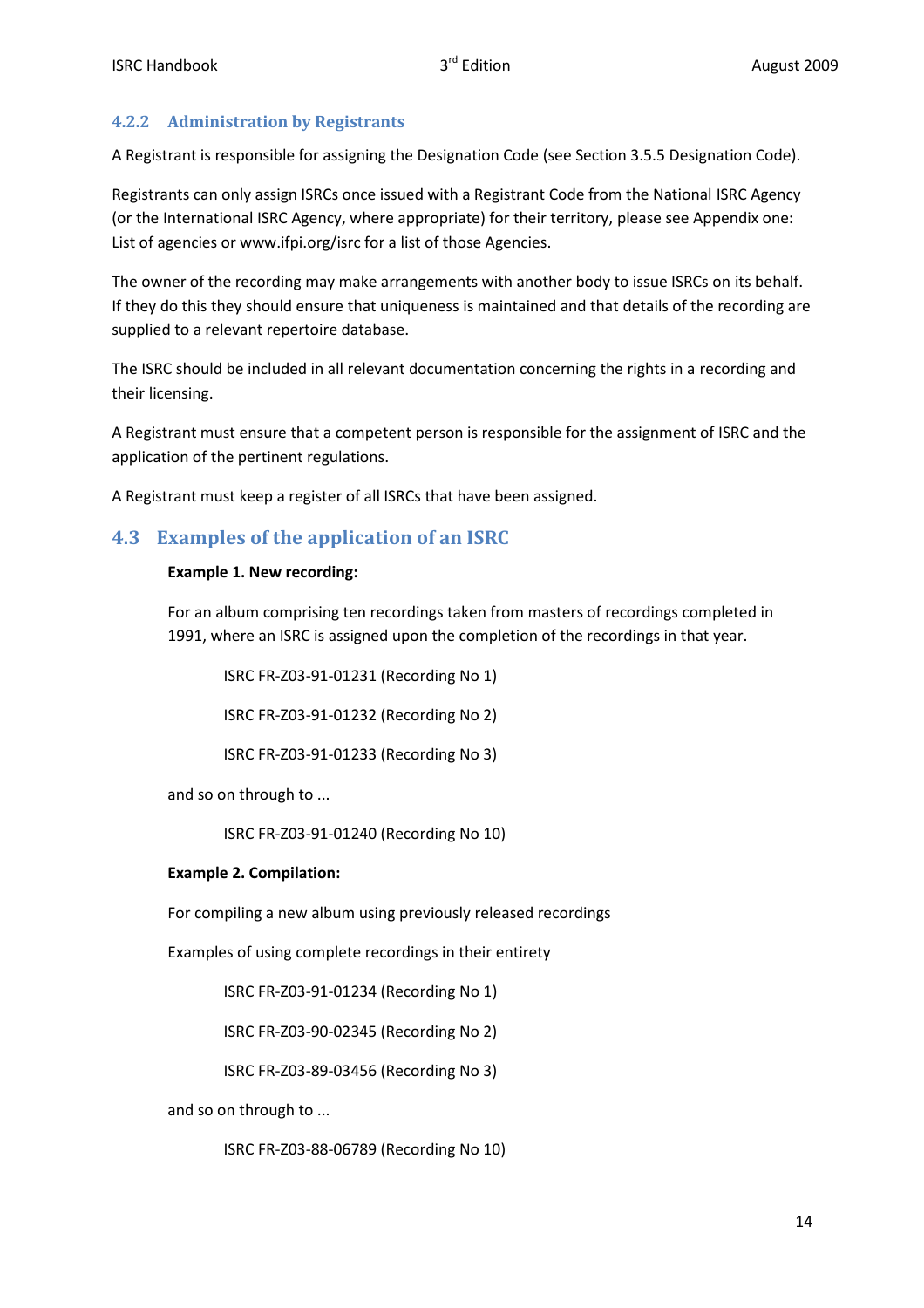### 4.2.2 Administration by Registrants

A Registrant is responsible for assigning the Designation Code (see Section 3.5.5 Designation Code).

Registrants can only assign ISRCs once issued with a Registrant Code from the National ISRC Agency (or the International ISRC Agency, where appropriate) for their territory, please see Appendix one: List of agencies or www.ifpi.org/isrc for a list of those Agencies.

The owner of the recording may make arrangements with another body to issue ISRCs on its behalf. If they do this they should ensure that uniqueness is maintained and that details of the recording are supplied to a relevant repertoire database.

The ISRC should be included in all relevant documentation concerning the rights in a recording and their licensing.

A Registrant must ensure that a competent person is responsible for the assignment of ISRC and the application of the pertinent regulations.

A Registrant must keep a register of all ISRCs that have been assigned.

## 4.3 Examples of the application of an ISRC

**Example 1. New recording:**

For an album comprising ten recordings taken from masters of recordings completed in 1991, where an ISRC is assigned upon the completion of the recordings in that year.

ISRC FR-Z03-91-01231 (Recording No 1)

ISRC FR-Z03-91-01232 (Recording No 2)

ISRC FR-Z03-91-01233 (Recording No 3)

and so on through to ...

ISRC FR-Z03-91-01240 (Recording No 10)

**Example 2. Compilation:**

For compiling a new album using previously released recordings

Examples of using complete recordings in their entirety

ISRC FR-Z03-91-01234 (Recording No 1)

ISRC FR-Z03-90-02345 (Recording No 2)

ISRC FR-Z03-89-03456 (Recording No 3)

and so on through to ...

ISRC FR-Z03-88-06789 (Recording No 10)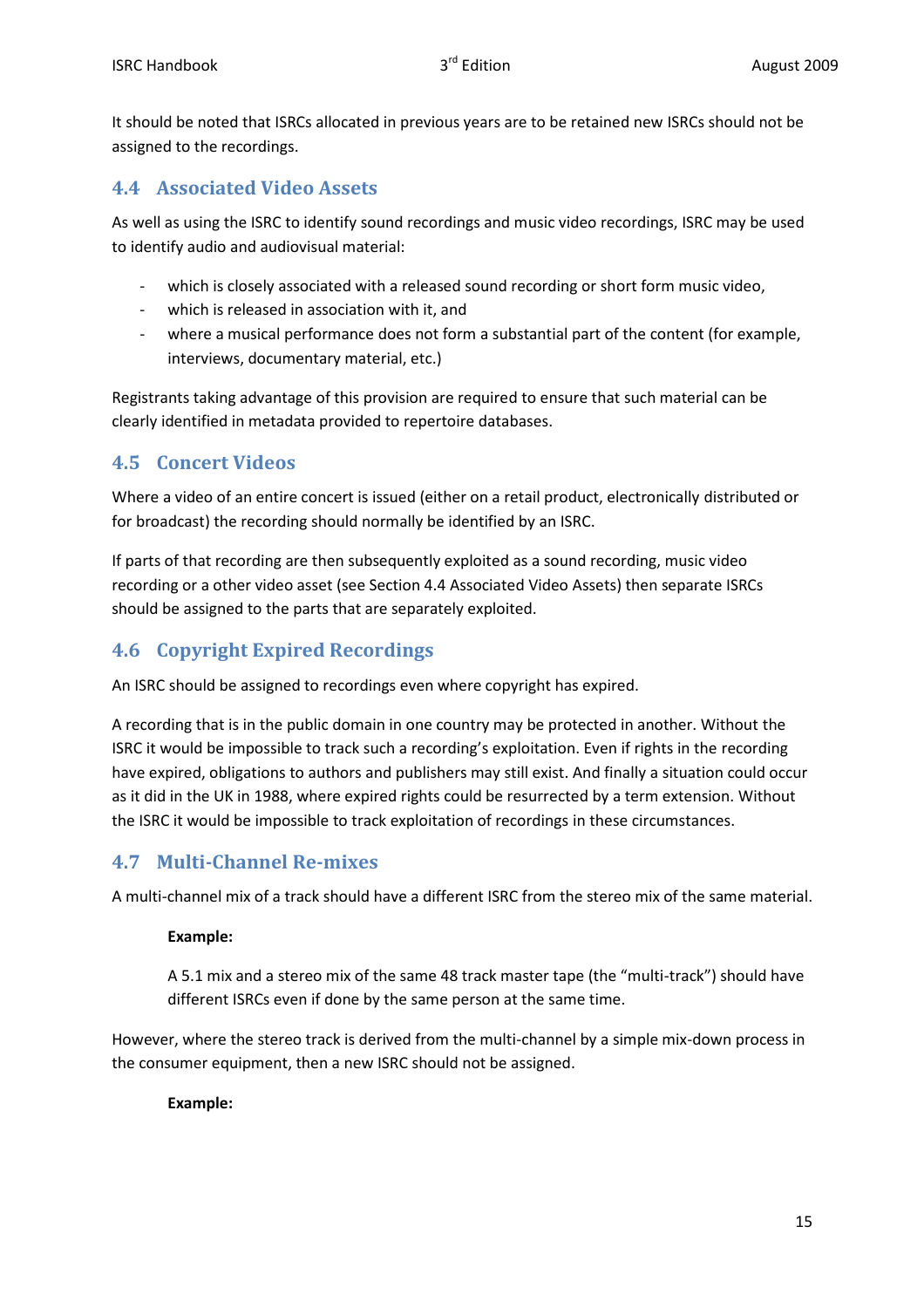It should be noted that ISRCs allocated in previous years are to be retained new ISRCs should not be assigned to the recordings.

## 4.4 Associated Video Assets

As well as using the ISRC to identify sound recordings and music video recordings, ISRC may be used to identify audio and audiovisual material:

- which is closely associated with a released sound recording or short form music video,
- which is released in association with it, and
- where a musical performance does not form a substantial part of the content (for example, interviews, documentary material, etc.)

Registrants taking advantage of this provision are required to ensure that such material can be clearly identified in metadata provided to repertoire databases.

## 4.5 Concert Videos

Where a video of an entire concert is issued (either on a retail product, electronically distributed or for broadcast) the recording should normally be identified by an ISRC.

If parts of that recording are then subsequently exploited as a sound recording, music video recording or a other video asset (see Section 4.4 Associated Video Assets) then separate ISRCs should be assigned to the parts that are separately exploited.

## 4.6 Copyright Expired Recordings

An ISRC should be assigned to recordings even where copyright has expired.

A recording that is in the public domain in one country may be protected in another. Without the ISRC it would be impossible to track such a recording's exploitation. Even if rights in the recording have expired, obligations to authors and publishers may still exist. And finally a situation could occur as it did in the UK in 1988, where expired rights could be resurrected by a term extension. Without the ISRC it would be impossible to track exploitation of recordings in these circumstances.

## 4.7 Multi-Channel Re-mixes

A multi-channel mix of a track should have a different ISRC from the stereo mix of the same material.

> **Example:**
>
> A 5.1 mix and a stereo mix of the same 48 track master tape (the "multi-track") should have different ISRCs even if done by the same person at the same time.

However, where the stereo track is derived from the multi-channel by a simple mix-down process in the consumer equipment, then a new ISRC should not be assigned.

> **Example:**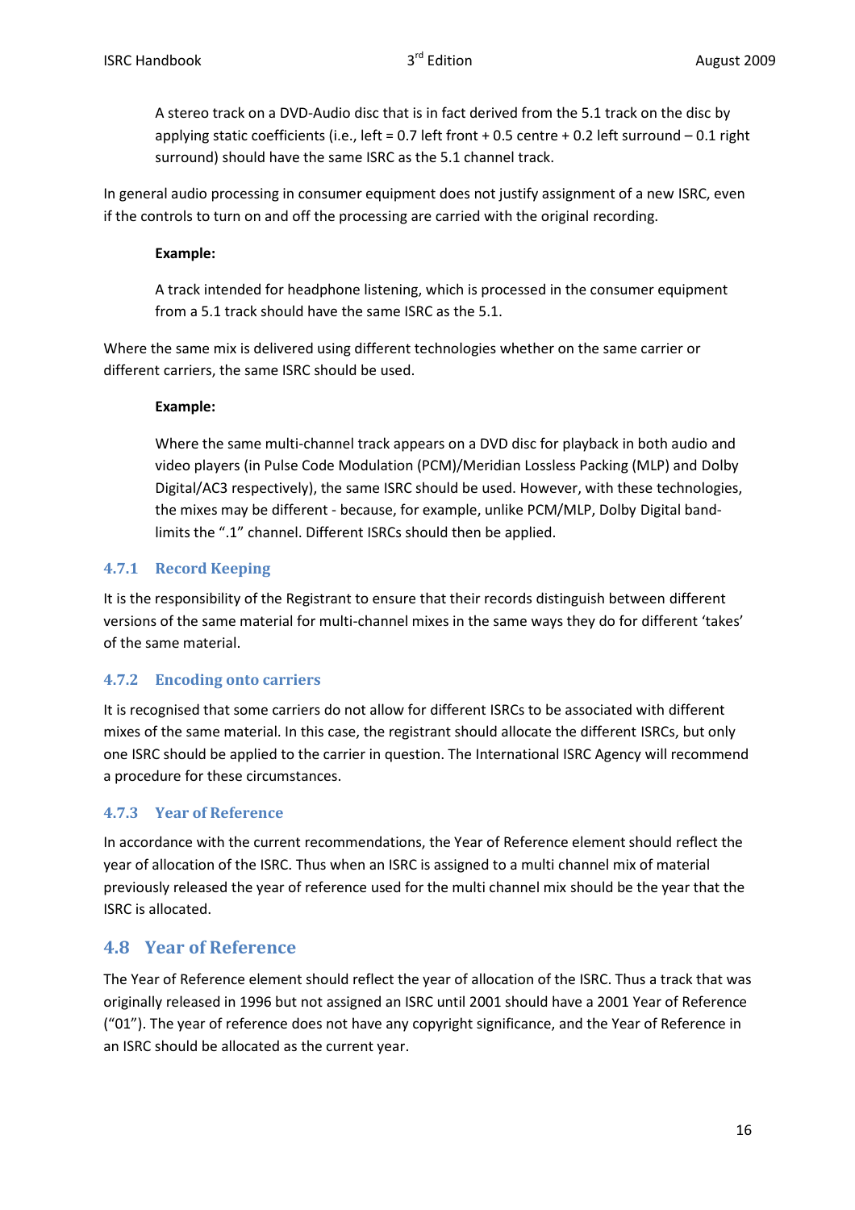> A stereo track on a DVD-Audio disc that is in fact derived from the 5.1 track on the disc by applying static coefficients (i.e., left = 0.7 left front + 0.5 centre + 0.2 left surround – 0.1 right surround) should have the same ISRC as the 5.1 channel track.

In general audio processing in consumer equipment does not justify assignment of a new ISRC, even if the controls to turn on and off the processing are carried with the original recording.

> **Example:**
>
> A track intended for headphone listening, which is processed in the consumer equipment from a 5.1 track should have the same ISRC as the 5.1.

Where the same mix is delivered using different technologies whether on the same carrier or different carriers, the same ISRC should be used.

> **Example:**
>
> Where the same multi-channel track appears on a DVD disc for playback in both audio and video players (in Pulse Code Modulation (PCM)/Meridian Lossless Packing (MLP) and Dolby Digital/AC3 respectively), the same ISRC should be used. However, with these technologies, the mixes may be different - because, for example, unlike PCM/MLP, Dolby Digital band-limits the ".1" channel. Different ISRCs should then be applied.

### 4.7.1 Record Keeping

It is the responsibility of the Registrant to ensure that their records distinguish between different versions of the same material for multi-channel mixes in the same ways they do for different 'takes' of the same material.

### 4.7.2 Encoding onto carriers

It is recognised that some carriers do not allow for different ISRCs to be associated with different mixes of the same material. In this case, the registrant should allocate the different ISRCs, but only one ISRC should be applied to the carrier in question. The International ISRC Agency will recommend a procedure for these circumstances.

### 4.7.3 Year of Reference

In accordance with the current recommendations, the Year of Reference element should reflect the year of allocation of the ISRC. Thus when an ISRC is assigned to a multi channel mix of material previously released the year of reference used for the multi channel mix should be the year that the ISRC is allocated.

## 4.8 Year of Reference

The Year of Reference element should reflect the year of allocation of the ISRC. Thus a track that was originally released in 1996 but not assigned an ISRC until 2001 should have a 2001 Year of Reference ("01"). The year of reference does not have any copyright significance, and the Year of Reference in an ISRC should be allocated as the current year.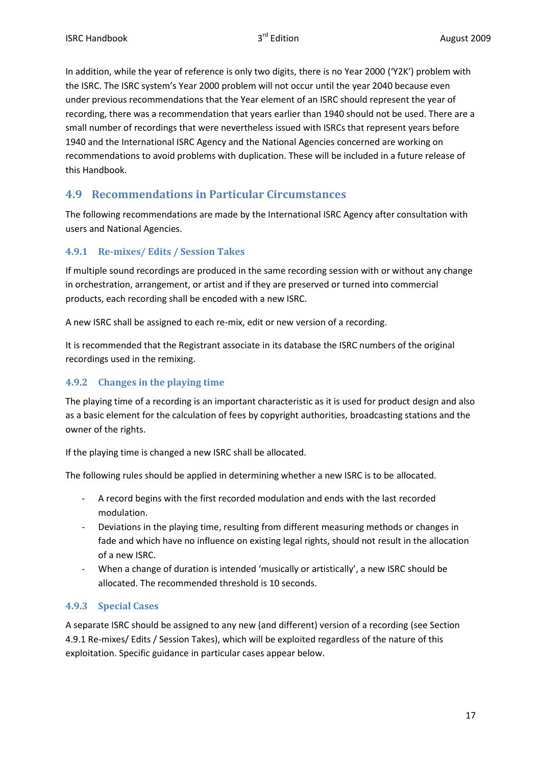In addition, while the year of reference is only two digits, there is no Year 2000 ('Y2K') problem with the ISRC. The ISRC system's Year 2000 problem will not occur until the year 2040 because even under previous recommendations that the Year element of an ISRC should represent the year of recording, there was a recommendation that years earlier than 1940 should not be used. There are a small number of recordings that were nevertheless issued with ISRCs that represent years before 1940 and the International ISRC Agency and the National Agencies concerned are working on recommendations to avoid problems with duplication. These will be included in a future release of this Handbook.

## 4.9 Recommendations in Particular Circumstances

The following recommendations are made by the International ISRC Agency after consultation with users and National Agencies.

### 4.9.1 Re-mixes/ Edits / Session Takes

If multiple sound recordings are produced in the same recording session with or without any change in orchestration, arrangement, or artist and if they are preserved or turned into commercial products, each recording shall be encoded with a new ISRC.

A new ISRC shall be assigned to each re-mix, edit or new version of a recording.

It is recommended that the Registrant associate in its database the ISRC numbers of the original recordings used in the remixing.

### 4.9.2 Changes in the playing time

The playing time of a recording is an important characteristic as it is used for product design and also as a basic element for the calculation of fees by copyright authorities, broadcasting stations and the owner of the rights.

If the playing time is changed a new ISRC shall be allocated.

The following rules should be applied in determining whether a new ISRC is to be allocated.

- A record begins with the first recorded modulation and ends with the last recorded modulation.
- Deviations in the playing time, resulting from different measuring methods or changes in fade and which have no influence on existing legal rights, should not result in the allocation of a new ISRC.
- When a change of duration is intended 'musically or artistically', a new ISRC should be allocated. The recommended threshold is 10 seconds.

### 4.9.3 Special Cases

A separate ISRC should be assigned to any new (and different) version of a recording (see Section 4.9.1 Re-mixes/ Edits / Session Takes), which will be exploited regardless of the nature of this exploitation. Specific guidance in particular cases appear below.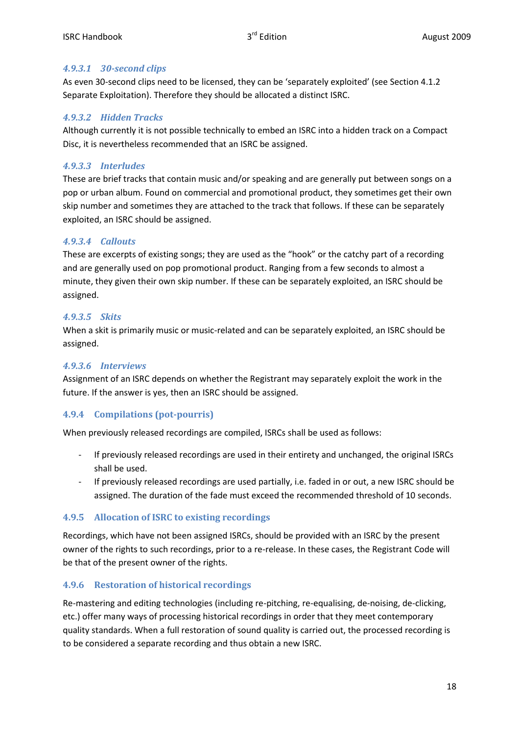#### *4.9.3.1 30-second clips*

As even 30-second clips need to be licensed, they can be 'separately exploited' (see Section 4.1.2 Separate Exploitation). Therefore they should be allocated a distinct ISRC.

#### *4.9.3.2 Hidden Tracks*

Although currently it is not possible technically to embed an ISRC into a hidden track on a Compact Disc, it is nevertheless recommended that an ISRC be assigned.

#### *4.9.3.3 Interludes*

These are brief tracks that contain music and/or speaking and are generally put between songs on a pop or urban album. Found on commercial and promotional product, they sometimes get their own skip number and sometimes they are attached to the track that follows. If these can be separately exploited, an ISRC should be assigned.

#### *4.9.3.4 Callouts*

These are excerpts of existing songs; they are used as the "hook" or the catchy part of a recording and are generally used on pop promotional product. Ranging from a few seconds to almost a minute, they given their own skip number. If these can be separately exploited, an ISRC should be assigned.

#### *4.9.3.5 Skits*

When a skit is primarily music or music-related and can be separately exploited, an ISRC should be assigned.

#### *4.9.3.6 Interviews*

Assignment of an ISRC depends on whether the Registrant may separately exploit the work in the future. If the answer is yes, then an ISRC should be assigned.

### 4.9.4 Compilations (pot-pourris)

When previously released recordings are compiled, ISRCs shall be used as follows:

- If previously released recordings are used in their entirety and unchanged, the original ISRCs shall be used.
- If previously released recordings are used partially, i.e. faded in or out, a new ISRC should be assigned. The duration of the fade must exceed the recommended threshold of 10 seconds.

### 4.9.5 Allocation of ISRC to existing recordings

Recordings, which have not been assigned ISRCs, should be provided with an ISRC by the present owner of the rights to such recordings, prior to a re-release. In these cases, the Registrant Code will be that of the present owner of the rights.

### 4.9.6 Restoration of historical recordings

Re-mastering and editing technologies (including re-pitching, re-equalising, de-noising, de-clicking, etc.) offer many ways of processing historical recordings in order that they meet contemporary quality standards. When a full restoration of sound quality is carried out, the processed recording is to be considered a separate recording and thus obtain a new ISRC.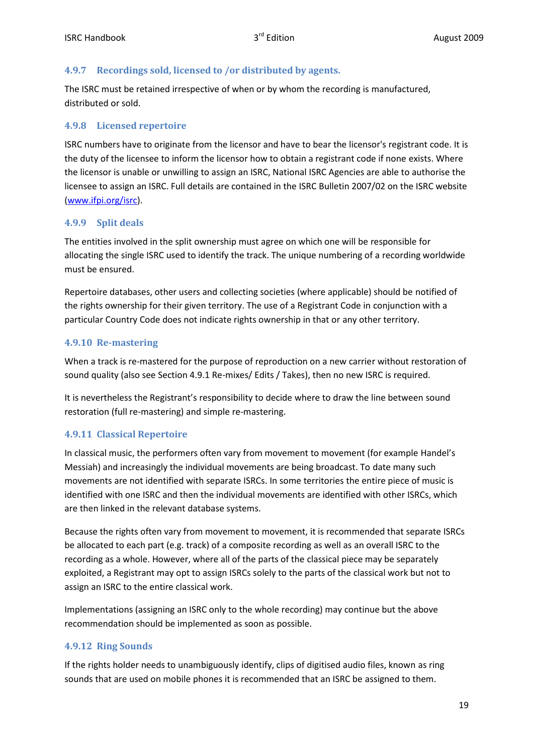### 4.9.7 Recordings sold, licensed to /or distributed by agents.

The ISRC must be retained irrespective of when or by whom the recording is manufactured, distributed or sold.

### 4.9.8 Licensed repertoire

ISRC numbers have to originate from the licensor and have to bear the licensor's registrant code. It is the duty of the licensee to inform the licensor how to obtain a registrant code if none exists. Where the licensor is unable or unwilling to assign an ISRC, National ISRC Agencies are able to authorise the licensee to assign an ISRC. Full details are contained in the ISRC Bulletin 2007/02 on the ISRC website (www.ifpi.org/isrc).

### 4.9.9 Split deals

The entities involved in the split ownership must agree on which one will be responsible for allocating the single ISRC used to identify the track. The unique numbering of a recording worldwide must be ensured.

Repertoire databases, other users and collecting societies (where applicable) should be notified of the rights ownership for their given territory. The use of a Registrant Code in conjunction with a particular Country Code does not indicate rights ownership in that or any other territory.

### 4.9.10 Re-mastering

When a track is re-mastered for the purpose of reproduction on a new carrier without restoration of sound quality (also see Section 4.9.1 Re-mixes/ Edits / Takes), then no new ISRC is required.

It is nevertheless the Registrant's responsibility to decide where to draw the line between sound restoration (full re-mastering) and simple re-mastering.

### 4.9.11 Classical Repertoire

In classical music, the performers often vary from movement to movement (for example Handel's Messiah) and increasingly the individual movements are being broadcast. To date many such movements are not identified with separate ISRCs. In some territories the entire piece of music is identified with one ISRC and then the individual movements are identified with other ISRCs, which are then linked in the relevant database systems.

Because the rights often vary from movement to movement, it is recommended that separate ISRCs be allocated to each part (e.g. track) of a composite recording as well as an overall ISRC to the recording as a whole. However, where all of the parts of the classical piece may be separately exploited, a Registrant may opt to assign ISRCs solely to the parts of the classical work but not to assign an ISRC to the entire classical work.

Implementations (assigning an ISRC only to the whole recording) may continue but the above recommendation should be implemented as soon as possible.

### 4.9.12 Ring Sounds

If the rights holder needs to unambiguously identify, clips of digitised audio files, known as ring sounds that are used on mobile phones it is recommended that an ISRC be assigned to them.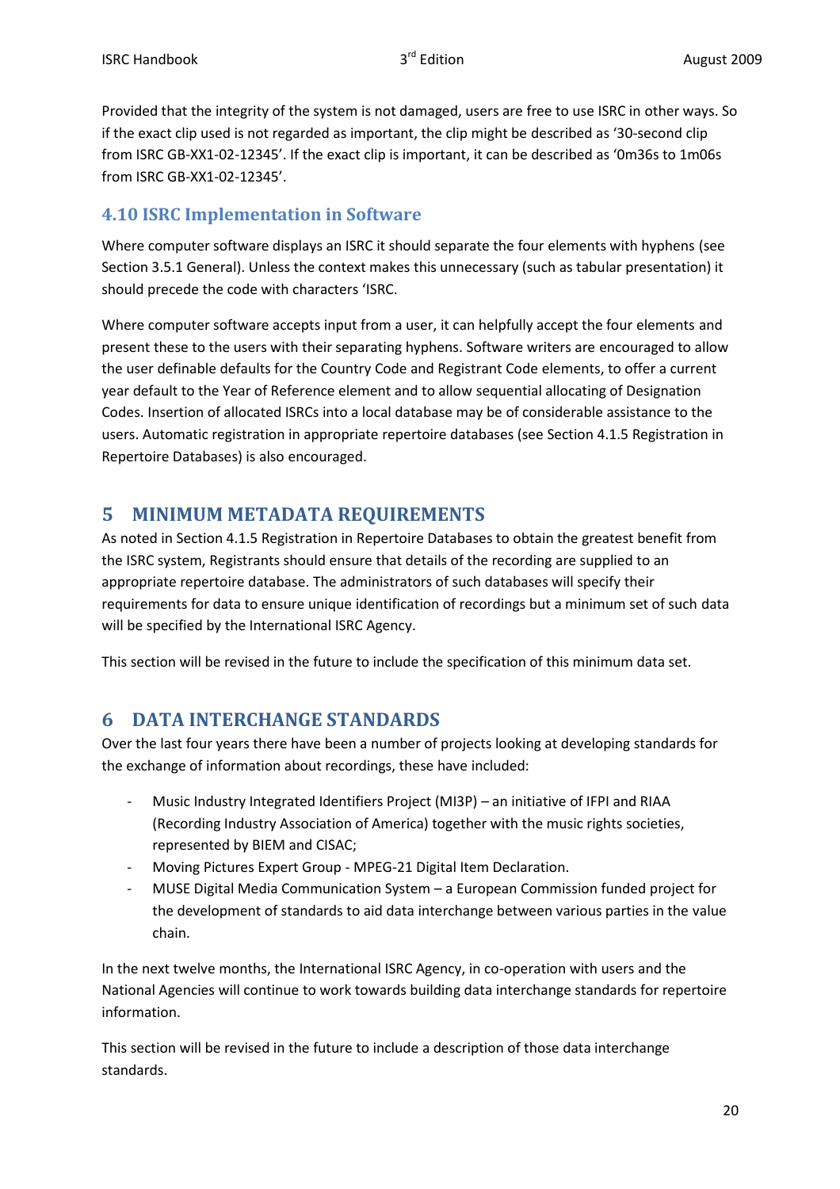Provided that the integrity of the system is not damaged, users are free to use ISRC in other ways. So if the exact clip used is not regarded as important, the clip might be described as '30-second clip from ISRC GB-XX1-02-12345'. If the exact clip is important, it can be described as '0m36s to 1m06s from ISRC GB-XX1-02-12345'.

## 4.10 ISRC Implementation in Software

Where computer software displays an ISRC it should separate the four elements with hyphens (see Section 3.5.1 General). Unless the context makes this unnecessary (such as tabular presentation) it should precede the code with characters 'ISRC.

Where computer software accepts input from a user, it can helpfully accept the four elements and present these to the users with their separating hyphens. Software writers are encouraged to allow the user definable defaults for the Country Code and Registrant Code elements, to offer a current year default to the Year of Reference element and to allow sequential allocating of Designation Codes. Insertion of allocated ISRCs into a local database may be of considerable assistance to the users. Automatic registration in appropriate repertoire databases (see Section 4.1.5 Registration in Repertoire Databases) is also encouraged.

# 5 MINIMUM METADATA REQUIREMENTS

As noted in Section 4.1.5 Registration in Repertoire Databases to obtain the greatest benefit from the ISRC system, Registrants should ensure that details of the recording are supplied to an appropriate repertoire database. The administrators of such databases will specify their requirements for data to ensure unique identification of recordings but a minimum set of such data will be specified by the International ISRC Agency.

This section will be revised in the future to include the specification of this minimum data set.

# 6 DATA INTERCHANGE STANDARDS

Over the last four years there have been a number of projects looking at developing standards for the exchange of information about recordings, these have included:

- Music Industry Integrated Identifiers Project (MI3P) – an initiative of IFPI and RIAA (Recording Industry Association of America) together with the music rights societies, represented by BIEM and CISAC;
- Moving Pictures Expert Group - MPEG-21 Digital Item Declaration.
- MUSE Digital Media Communication System – a European Commission funded project for the development of standards to aid data interchange between various parties in the value chain.

In the next twelve months, the International ISRC Agency, in co-operation with users and the National Agencies will continue to work towards building data interchange standards for repertoire information.

This section will be revised in the future to include a description of those data interchange standards.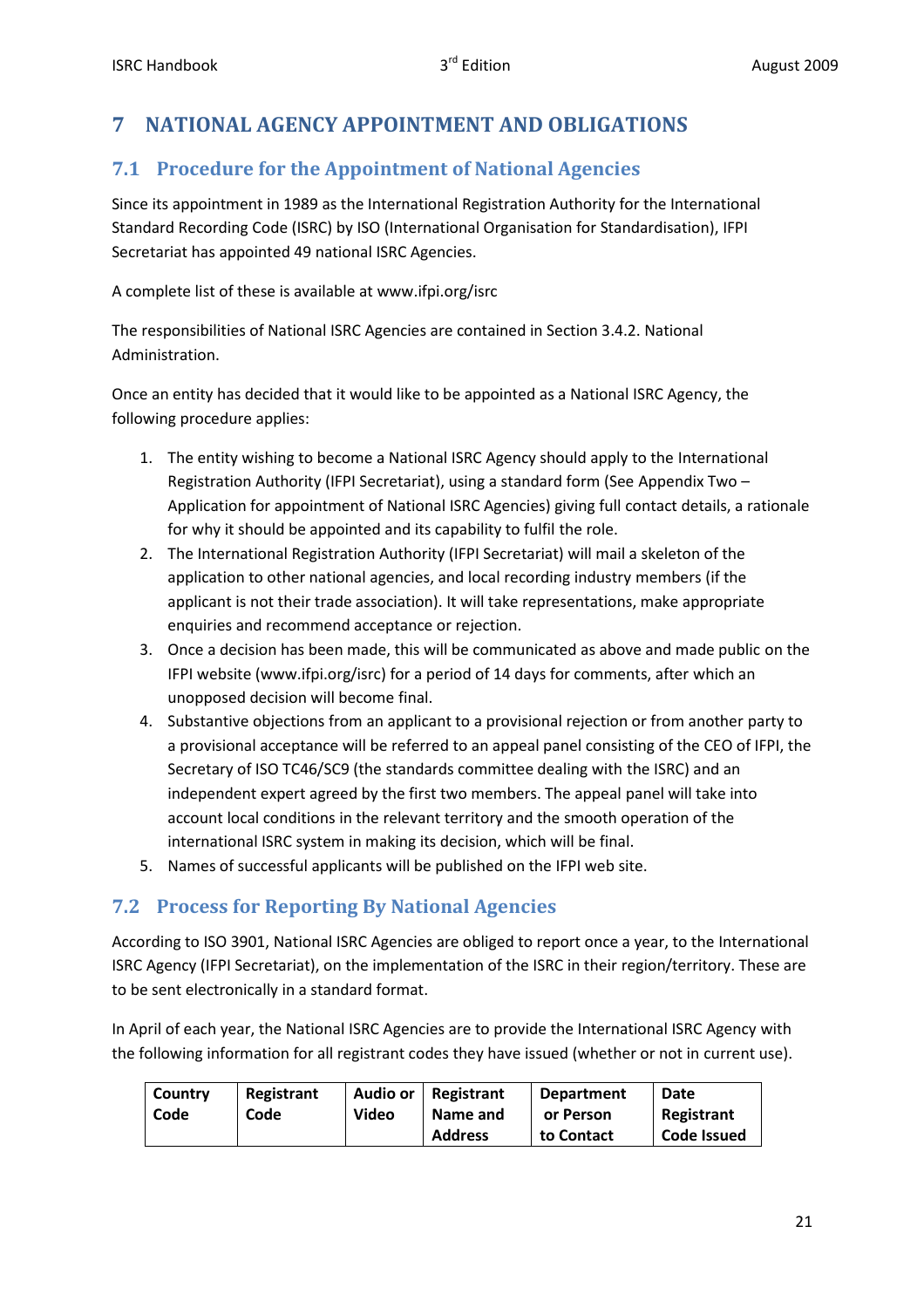# 7 NATIONAL AGENCY APPOINTMENT AND OBLIGATIONS

## 7.1 Procedure for the Appointment of National Agencies

Since its appointment in 1989 as the International Registration Authority for the International Standard Recording Code (ISRC) by ISO (International Organisation for Standardisation), IFPI Secretariat has appointed 49 national ISRC Agencies.

A complete list of these is available at www.ifpi.org/isrc

The responsibilities of National ISRC Agencies are contained in Section 3.4.2. National Administration.

Once an entity has decided that it would like to be appointed as a National ISRC Agency, the following procedure applies:

1. The entity wishing to become a National ISRC Agency should apply to the International Registration Authority (IFPI Secretariat), using a standard form (See Appendix Two – Application for appointment of National ISRC Agencies) giving full contact details, a rationale for why it should be appointed and its capability to fulfil the role.
2. The International Registration Authority (IFPI Secretariat) will mail a skeleton of the application to other national agencies, and local recording industry members (if the applicant is not their trade association). It will take representations, make appropriate enquiries and recommend acceptance or rejection.
3. Once a decision has been made, this will be communicated as above and made public on the IFPI website (www.ifpi.org/isrc) for a period of 14 days for comments, after which an unopposed decision will become final.
4. Substantive objections from an applicant to a provisional rejection or from another party to a provisional acceptance will be referred to an appeal panel consisting of the CEO of IFPI, the Secretary of ISO TC46/SC9 (the standards committee dealing with the ISRC) and an independent expert agreed by the first two members. The appeal panel will take into account local conditions in the relevant territory and the smooth operation of the international ISRC system in making its decision, which will be final.
5. Names of successful applicants will be published on the IFPI web site.

## 7.2 Process for Reporting By National Agencies

According to ISO 3901, National ISRC Agencies are obliged to report once a year, to the International ISRC Agency (IFPI Secretariat), on the implementation of the ISRC in their region/territory. These are to be sent electronically in a standard format.

In April of each year, the National ISRC Agencies are to provide the International ISRC Agency with the following information for all registrant codes they have issued (whether or not in current use).

| Country Code | Registrant Code | Audio or Video | Registrant Name and Address | Department or Person to Contact | Date Registrant Code Issued |
|---|---|---|---|---|---|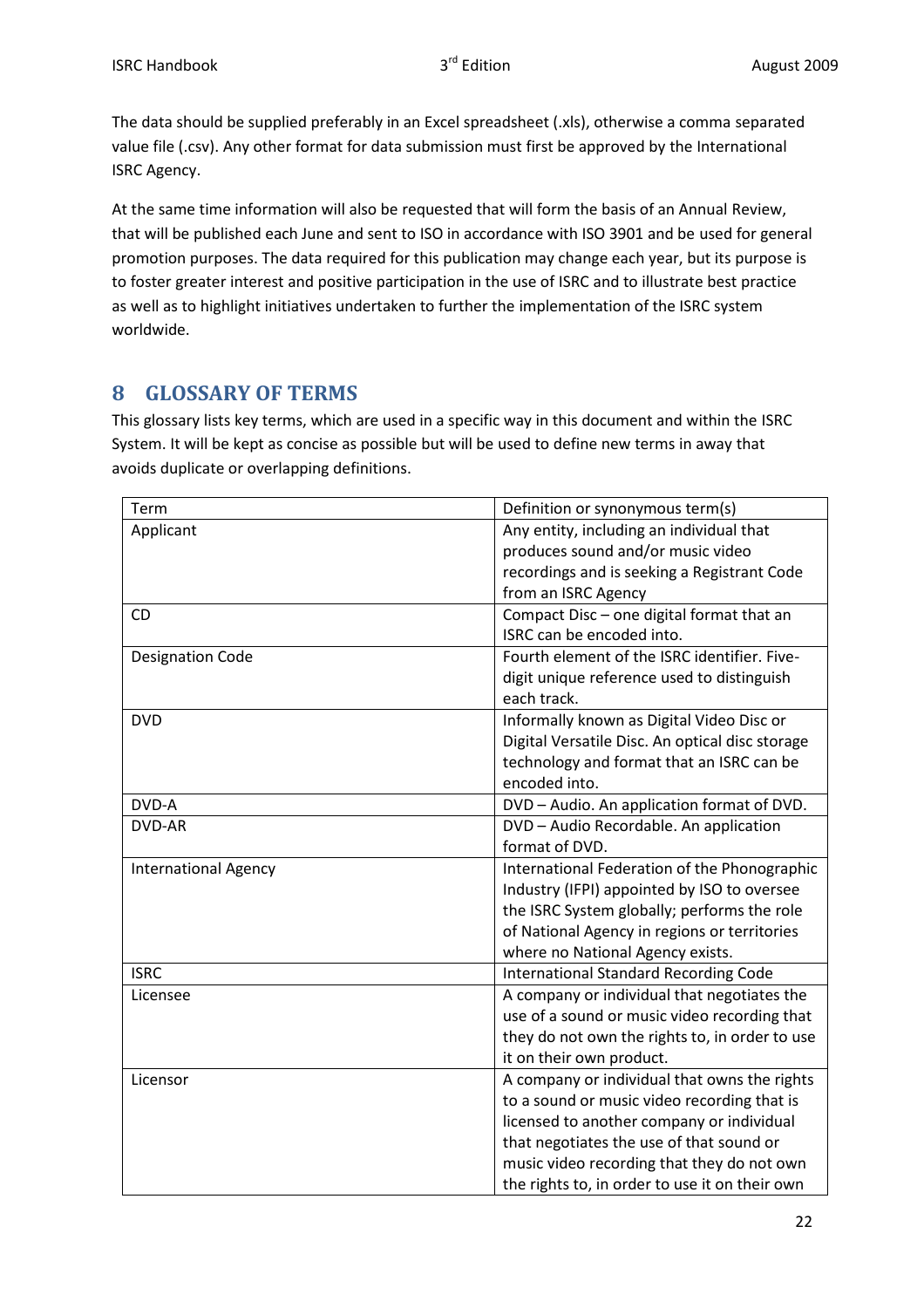The data should be supplied preferably in an Excel spreadsheet (.xls), otherwise a comma separated value file (.csv). Any other format for data submission must first be approved by the International ISRC Agency.

At the same time information will also be requested that will form the basis of an Annual Review, that will be published each June and sent to ISO in accordance with ISO 3901 and be used for general promotion purposes. The data required for this publication may change each year, but its purpose is to foster greater interest and positive participation in the use of ISRC and to illustrate best practice as well as to highlight initiatives undertaken to further the implementation of the ISRC system worldwide.

# 8 GLOSSARY OF TERMS

This glossary lists key terms, which are used in a specific way in this document and within the ISRC System. It will be kept as concise as possible but will be used to define new terms in away that avoids duplicate or overlapping definitions.

| Term | Definition or synonymous term(s) |
|---|---|
| Applicant | Any entity, including an individual that produces sound and/or music video recordings and is seeking a Registrant Code from an ISRC Agency |
| CD | Compact Disc – one digital format that an ISRC can be encoded into. |
| Designation Code | Fourth element of the ISRC identifier. Five-digit unique reference used to distinguish each track. |
| DVD | Informally known as Digital Video Disc or Digital Versatile Disc. An optical disc storage technology and format that an ISRC can be encoded into. |
| DVD-A | DVD – Audio. An application format of DVD. |
| DVD-AR | DVD – Audio Recordable. An application format of DVD. |
| International Agency | International Federation of the Phonographic Industry (IFPI) appointed by ISO to oversee the ISRC System globally; performs the role of National Agency in regions or territories where no National Agency exists. |
| ISRC | International Standard Recording Code |
| Licensee | A company or individual that negotiates the use of a sound or music video recording that they do not own the rights to, in order to use it on their own product. |
| Licensor | A company or individual that owns the rights to a sound or music video recording that is licensed to another company or individual that negotiates the use of that sound or music video recording that they do not own the rights to, in order to use it on their own |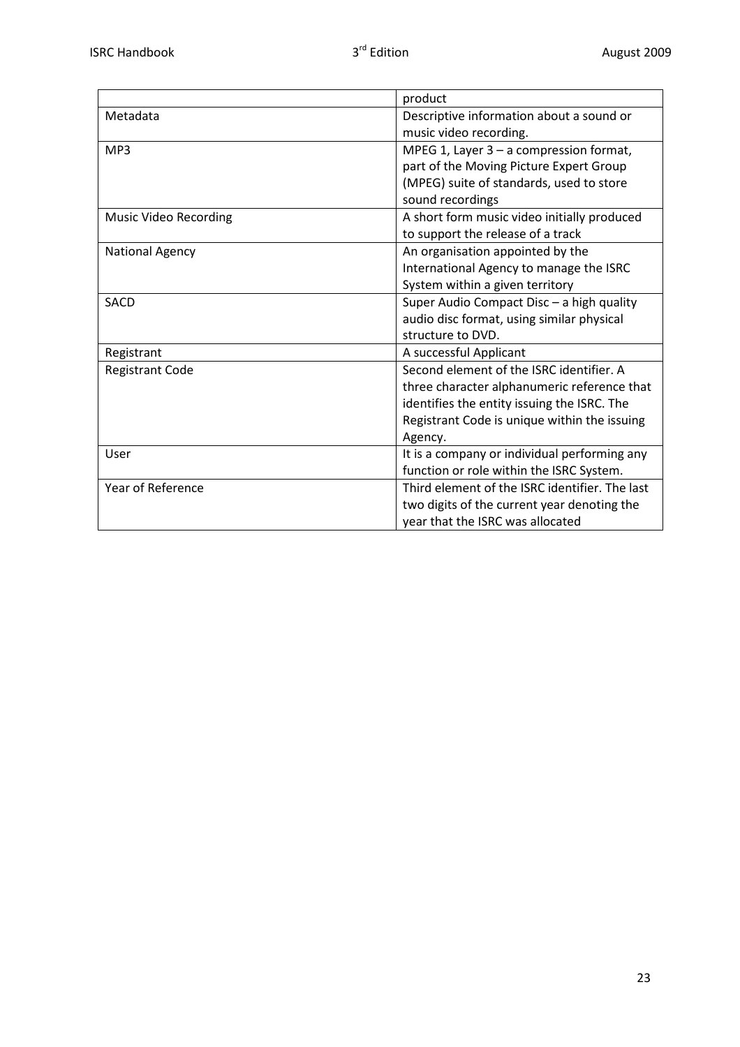| | |
|---|---|
| | product |
| Metadata | Descriptive information about a sound or music video recording. |
| MP3 | MPEG 1, Layer 3 – a compression format, part of the Moving Picture Expert Group (MPEG) suite of standards, used to store sound recordings |
| Music Video Recording | A short form music video initially produced to support the release of a track |
| National Agency | An organisation appointed by the International Agency to manage the ISRC System within a given territory |
| SACD | Super Audio Compact Disc – a high quality audio disc format, using similar physical structure to DVD. |
| Registrant | A successful Applicant |
| Registrant Code | Second element of the ISRC identifier. A three character alphanumeric reference that identifies the entity issuing the ISRC. The Registrant Code is unique within the issuing Agency. |
| User | It is a company or individual performing any function or role within the ISRC System. |
| Year of Reference | Third element of the ISRC identifier. The last two digits of the current year denoting the year that the ISRC was allocated |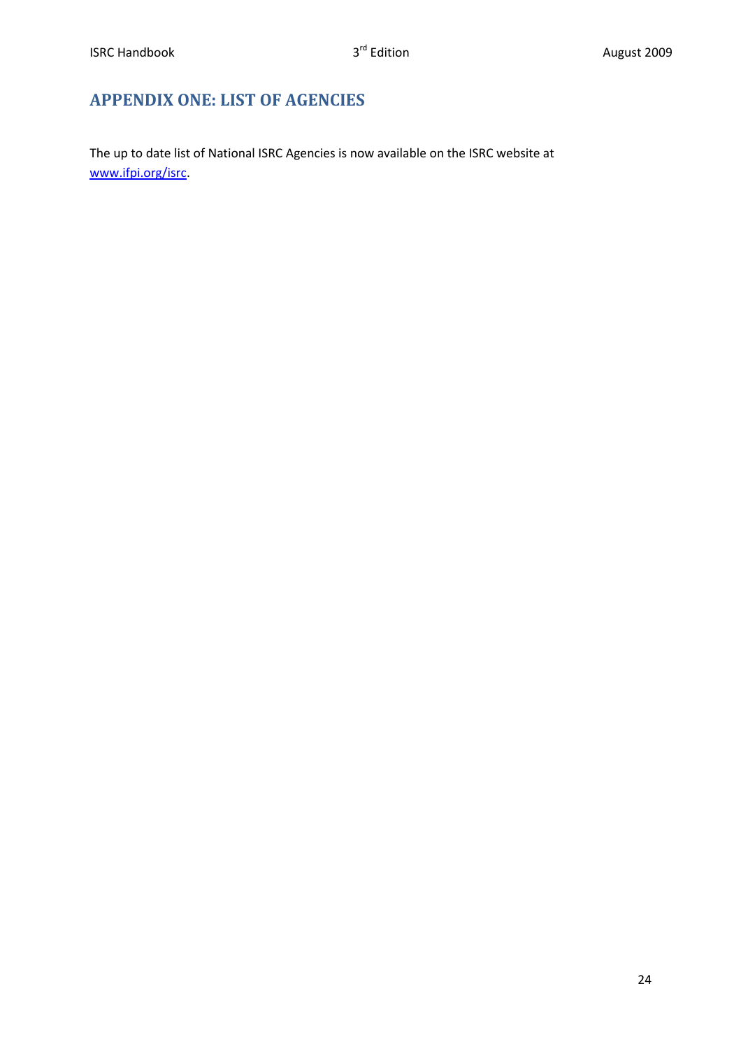# APPENDIX ONE: LIST OF AGENCIES

The up to date list of National ISRC Agencies is now available on the ISRC website at [www.ifpi.org/isrc](http://www.ifpi.org/isrc).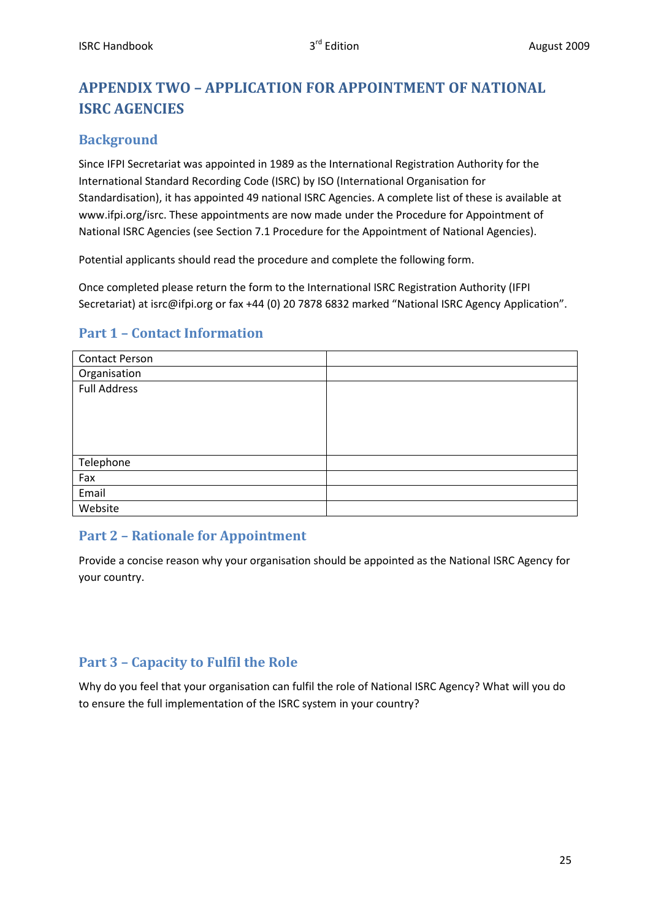## APPENDIX TWO – APPLICATION FOR APPOINTMENT OF NATIONAL ISRC AGENCIES

### Background

Since IFPI Secretariat was appointed in 1989 as the International Registration Authority for the International Standard Recording Code (ISRC) by ISO (International Organisation for Standardisation), it has appointed 49 national ISRC Agencies. A complete list of these is available at www.ifpi.org/isrc. These appointments are now made under the Procedure for Appointment of National ISRC Agencies (see Section 7.1 Procedure for the Appointment of National Agencies).

Potential applicants should read the procedure and complete the following form.

Once completed please return the form to the International ISRC Registration Authority (IFPI Secretariat) at isrc@ifpi.org or fax +44 (0) 20 7878 6832 marked "National ISRC Agency Application".

### Part 1 – Contact Information

| | |
|---|---|
| Contact Person | |
| Organisation | |
| Full Address | |
| Telephone | |
| Fax | |
| Email | |
| Website | |

### Part 2 – Rationale for Appointment

Provide a concise reason why your organisation should be appointed as the National ISRC Agency for your country.

### Part 3 – Capacity to Fulfil the Role

Why do you feel that your organisation can fulfil the role of National ISRC Agency? What will you do to ensure the full implementation of the ISRC system in your country?